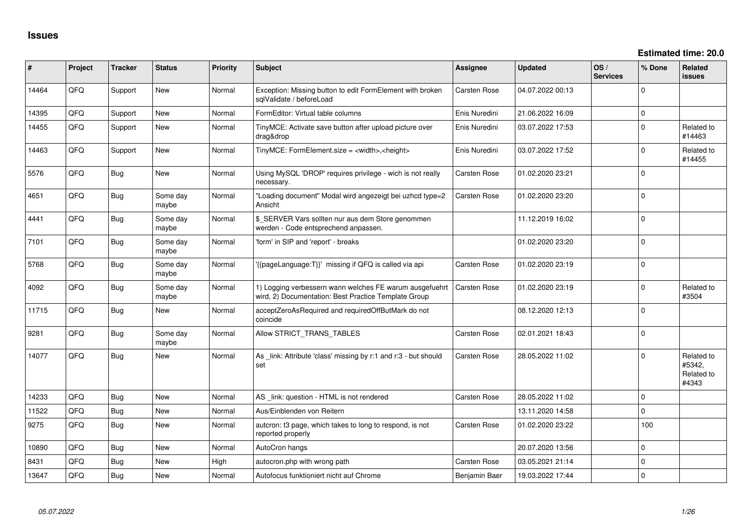# Issues

**Estimated time: 20.0**

| # | Project | Tracker | Status | Priority | Subject | Assignee | Updated | OS / Services | % Done | Related issues |
|---|---|---|---|---|---|---|---|---|---|---|
| 14464 | QFQ | Support | New | Normal | Exception: Missing button to edit FormElement with broken sqlValidate / beforeLoad | Carsten Rose | 04.07.2022 00:13 | | 0 | |
| 14395 | QFQ | Support | New | Normal | FormEditor: Virtual table columns | Enis Nuredini | 21.06.2022 16:09 | | 0 | |
| 14455 | QFQ | Support | New | Normal | TinyMCE: Activate save button after upload picture over drag&drop | Enis Nuredini | 03.07.2022 17:53 | | 0 | Related to #14463 |
| 14463 | QFQ | Support | New | Normal | TinyMCE: FormElement.size = <width>,<height> | Enis Nuredini | 03.07.2022 17:52 | | 0 | Related to #14455 |
| 5576 | QFQ | Bug | New | Normal | Using MySQL 'DROP' requires privilege - wich is not really necessary. | Carsten Rose | 01.02.2020 23:21 | | 0 | |
| 4651 | QFQ | Bug | Some day maybe | Normal | "Loading document" Modal wird angezeigt bei uzhcd type=2 Ansicht | Carsten Rose | 01.02.2020 23:20 | | 0 | |
| 4441 | QFQ | Bug | Some day maybe | Normal | $_SERVER Vars sollten nur aus dem Store genommen werden - Code entsprechend anpassen. | | 11.12.2019 16:02 | | 0 | |
| 7101 | QFQ | Bug | Some day maybe | Normal | 'form' in SIP and 'report' - breaks | | 01.02.2020 23:20 | | 0 | |
| 5768 | QFQ | Bug | Some day maybe | Normal | '{{pageLanguage:T}}' missing if QFQ is called via api | Carsten Rose | 01.02.2020 23:19 | | 0 | |
| 4092 | QFQ | Bug | Some day maybe | Normal | 1) Logging verbessern wann welches FE warum ausgefuehrt wird, 2) Documentation: Best Practice Template Group | Carsten Rose | 01.02.2020 23:19 | | 0 | Related to #3504 |
| 11715 | QFQ | Bug | New | Normal | acceptZeroAsRequired and requiredOffButMark do not coincide | | 08.12.2020 12:13 | | 0 | |
| 9281 | QFQ | Bug | Some day maybe | Normal | Allow STRICT_TRANS_TABLES | Carsten Rose | 02.01.2021 18:43 | | 0 | |
| 14077 | QFQ | Bug | New | Normal | As _link: Attribute 'class' missing by r:1 and r:3 - but should set | Carsten Rose | 28.05.2022 11:02 | | 0 | Related to #5342, Related to #4343 |
| 14233 | QFQ | Bug | New | Normal | AS _link: question - HTML is not rendered | Carsten Rose | 28.05.2022 11:02 | | 0 | |
| 11522 | QFQ | Bug | New | Normal | Aus/Einblenden von Reitern | | 13.11.2020 14:58 | | 0 | |
| 9275 | QFQ | Bug | New | Normal | autcron: t3 page, which takes to long to respond, is not reported properly | Carsten Rose | 01.02.2020 23:22 | | 100 | |
| 10890 | QFQ | Bug | New | Normal | AutoCron hangs | | 20.07.2020 13:56 | | 0 | |
| 8431 | QFQ | Bug | New | High | autocron.php with wrong path | Carsten Rose | 03.05.2021 21:14 | | 0 | |
| 13647 | QFQ | Bug | New | Normal | Autofocus funktioniert nicht auf Chrome | Benjamin Baer | 19.03.2022 17:44 | | 0 | |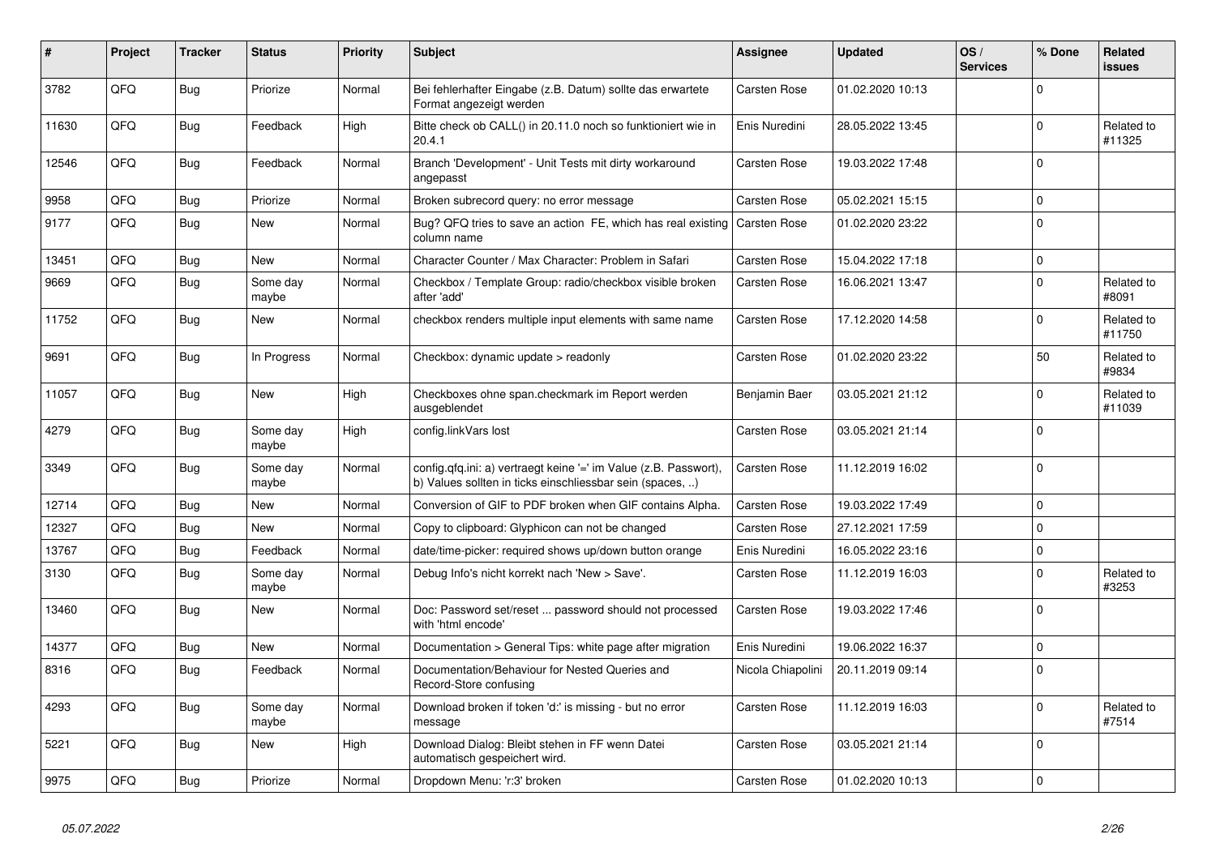| # | Project | Tracker | Status | Priority | Subject | Assignee | Updated | OS / Services | % Done | Related issues |
|---|---|---|---|---|---|---|---|---|---|---|
| 3782 | QFQ | Bug | Priorize | Normal | Bei fehlerhafter Eingabe (z.B. Datum) sollte das erwartete Format angezeigt werden | Carsten Rose | 01.02.2020 10:13 | | 0 | |
| 11630 | QFQ | Bug | Feedback | High | Bitte check ob CALL() in 20.11.0 noch so funktioniert wie in 20.4.1 | Enis Nuredini | 28.05.2022 13:45 | | 0 | Related to #11325 |
| 12546 | QFQ | Bug | Feedback | Normal | Branch 'Development' - Unit Tests mit dirty workaround angepasst | Carsten Rose | 19.03.2022 17:48 | | 0 | |
| 9958 | QFQ | Bug | Priorize | Normal | Broken subrecord query: no error message | Carsten Rose | 05.02.2021 15:15 | | 0 | |
| 9177 | QFQ | Bug | New | Normal | Bug? QFQ tries to save an action FE, which has real existing column name | Carsten Rose | 01.02.2020 23:22 | | 0 | |
| 13451 | QFQ | Bug | New | Normal | Character Counter / Max Character: Problem in Safari | Carsten Rose | 15.04.2022 17:18 | | 0 | |
| 9669 | QFQ | Bug | Some day maybe | Normal | Checkbox / Template Group: radio/checkbox visible broken after 'add' | Carsten Rose | 16.06.2021 13:47 | | 0 | Related to #8091 |
| 11752 | QFQ | Bug | New | Normal | checkbox renders multiple input elements with same name | Carsten Rose | 17.12.2020 14:58 | | 0 | Related to #11750 |
| 9691 | QFQ | Bug | In Progress | Normal | Checkbox: dynamic update > readonly | Carsten Rose | 01.02.2020 23:22 | | 50 | Related to #9834 |
| 11057 | QFQ | Bug | New | High | Checkboxes ohne span.checkmark im Report werden ausgeblendet | Benjamin Baer | 03.05.2021 21:12 | | 0 | Related to #11039 |
| 4279 | QFQ | Bug | Some day maybe | High | config.linkVars lost | Carsten Rose | 03.05.2021 21:14 | | 0 | |
| 3349 | QFQ | Bug | Some day maybe | Normal | config.qfq.ini: a) vertraegt keine '=' im Value (z.B. Passwort), b) Values sollten in ticks einschliessbar sein (spaces, ..) | Carsten Rose | 11.12.2019 16:02 | | 0 | |
| 12714 | QFQ | Bug | New | Normal | Conversion of GIF to PDF broken when GIF contains Alpha. | Carsten Rose | 19.03.2022 17:49 | | 0 | |
| 12327 | QFQ | Bug | New | Normal | Copy to clipboard: Glyphicon can not be changed | Carsten Rose | 27.12.2021 17:59 | | 0 | |
| 13767 | QFQ | Bug | Feedback | Normal | date/time-picker: required shows up/down button orange | Enis Nuredini | 16.05.2022 23:16 | | 0 | |
| 3130 | QFQ | Bug | Some day maybe | Normal | Debug Info's nicht korrekt nach 'New > Save'. | Carsten Rose | 11.12.2019 16:03 | | 0 | Related to #3253 |
| 13460 | QFQ | Bug | New | Normal | Doc: Password set/reset ... password should not processed with 'html encode' | Carsten Rose | 19.03.2022 17:46 | | 0 | |
| 14377 | QFQ | Bug | New | Normal | Documentation > General Tips: white page after migration | Enis Nuredini | 19.06.2022 16:37 | | 0 | |
| 8316 | QFQ | Bug | Feedback | Normal | Documentation/Behaviour for Nested Queries and Record-Store confusing | Nicola Chiapolini | 20.11.2019 09:14 | | 0 | |
| 4293 | QFQ | Bug | Some day maybe | Normal | Download broken if token 'd:' is missing - but no error message | Carsten Rose | 11.12.2019 16:03 | | 0 | Related to #7514 |
| 5221 | QFQ | Bug | New | High | Download Dialog: Bleibt stehen in FF wenn Datei automatisch gespeichert wird. | Carsten Rose | 03.05.2021 21:14 | | 0 | |
| 9975 | QFQ | Bug | Priorize | Normal | Dropdown Menu: 'r:3' broken | Carsten Rose | 01.02.2020 10:13 | | 0 | |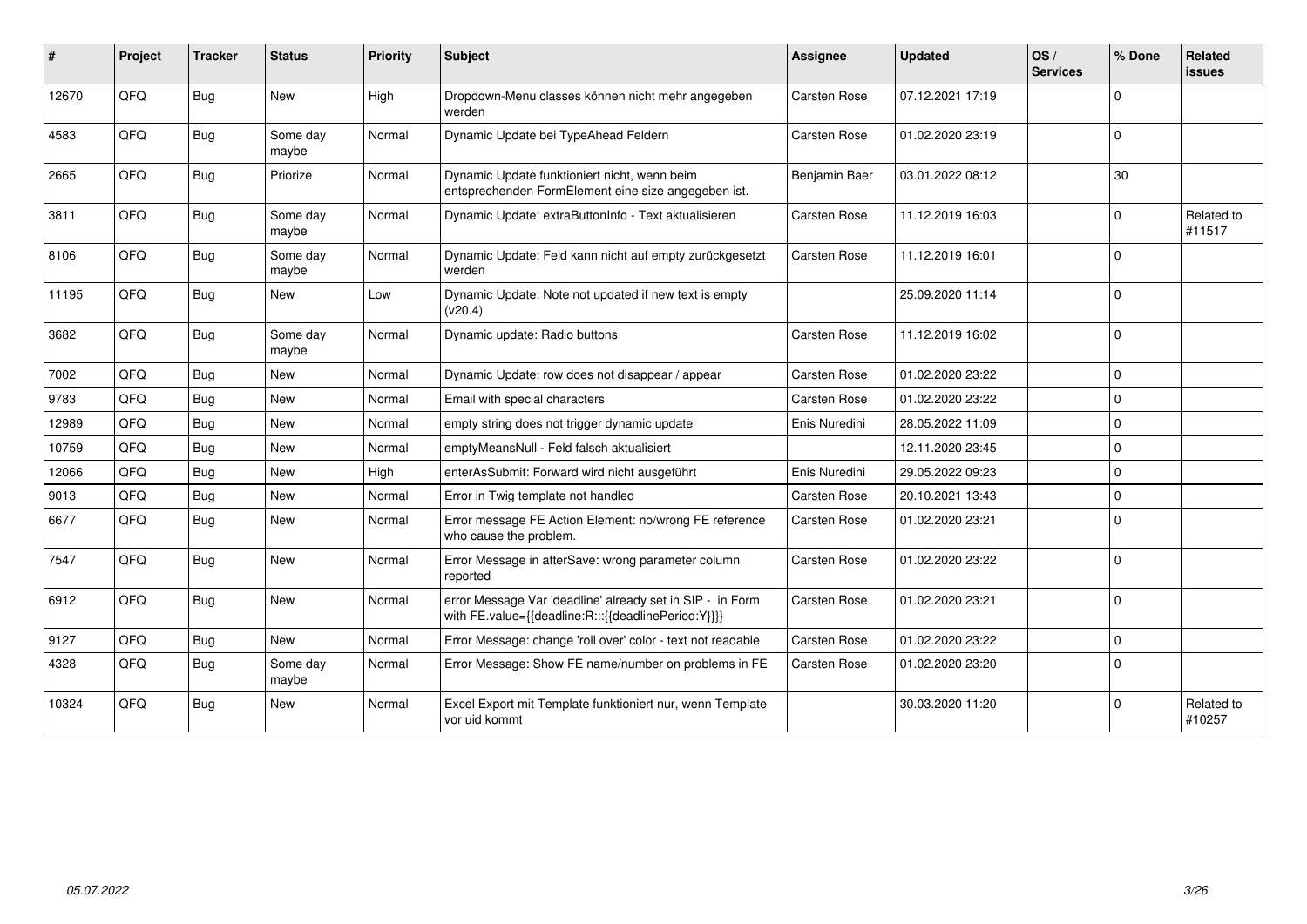| # | Project | Tracker | Status | Priority | Subject | Assignee | Updated | OS / Services | % Done | Related issues |
|---|---|---|---|---|---|---|---|---|---|---|
| 12670 | QFQ | Bug | New | High | Dropdown-Menu classes können nicht mehr angegeben werden | Carsten Rose | 07.12.2021 17:19 | | 0 | |
| 4583 | QFQ | Bug | Some day maybe | Normal | Dynamic Update bei TypeAhead Feldern | Carsten Rose | 01.02.2020 23:19 | | 0 | |
| 2665 | QFQ | Bug | Priorize | Normal | Dynamic Update funktioniert nicht, wenn beim entsprechenden FormElement eine size angegeben ist. | Benjamin Baer | 03.01.2022 08:12 | | 30 | |
| 3811 | QFQ | Bug | Some day maybe | Normal | Dynamic Update: extraButtonInfo - Text aktualisieren | Carsten Rose | 11.12.2019 16:03 | | 0 | Related to #11517 |
| 8106 | QFQ | Bug | Some day maybe | Normal | Dynamic Update: Feld kann nicht auf empty zurückgesetzt werden | Carsten Rose | 11.12.2019 16:01 | | 0 | |
| 11195 | QFQ | Bug | New | Low | Dynamic Update: Note not updated if new text is empty (v20.4) | | 25.09.2020 11:14 | | 0 | |
| 3682 | QFQ | Bug | Some day maybe | Normal | Dynamic update: Radio buttons | Carsten Rose | 11.12.2019 16:02 | | 0 | |
| 7002 | QFQ | Bug | New | Normal | Dynamic Update: row does not disappear / appear | Carsten Rose | 01.02.2020 23:22 | | 0 | |
| 9783 | QFQ | Bug | New | Normal | Email with special characters | Carsten Rose | 01.02.2020 23:22 | | 0 | |
| 12989 | QFQ | Bug | New | Normal | empty string does not trigger dynamic update | Enis Nuredini | 28.05.2022 11:09 | | 0 | |
| 10759 | QFQ | Bug | New | Normal | emptyMeansNull - Feld falsch aktualisiert | | 12.11.2020 23:45 | | 0 | |
| 12066 | QFQ | Bug | New | High | enterAsSubmit: Forward wird nicht ausgeführt | Enis Nuredini | 29.05.2022 09:23 | | 0 | |
| 9013 | QFQ | Bug | New | Normal | Error in Twig template not handled | Carsten Rose | 20.10.2021 13:43 | | 0 | |
| 6677 | QFQ | Bug | New | Normal | Error message FE Action Element: no/wrong FE reference who cause the problem. | Carsten Rose | 01.02.2020 23:21 | | 0 | |
| 7547 | QFQ | Bug | New | Normal | Error Message in afterSave: wrong parameter column reported | Carsten Rose | 01.02.2020 23:22 | | 0 | |
| 6912 | QFQ | Bug | New | Normal | error Message Var 'deadline' already set in SIP - in Form with FE.value={{deadline:R:::{{deadlinePeriod:Y}}}} | Carsten Rose | 01.02.2020 23:21 | | 0 | |
| 9127 | QFQ | Bug | New | Normal | Error Message: change 'roll over' color - text not readable | Carsten Rose | 01.02.2020 23:22 | | 0 | |
| 4328 | QFQ | Bug | Some day maybe | Normal | Error Message: Show FE name/number on problems in FE | Carsten Rose | 01.02.2020 23:20 | | 0 | |
| 10324 | QFQ | Bug | New | Normal | Excel Export mit Template funktioniert nur, wenn Template vor uid kommt | | 30.03.2020 11:20 | | 0 | Related to #10257 |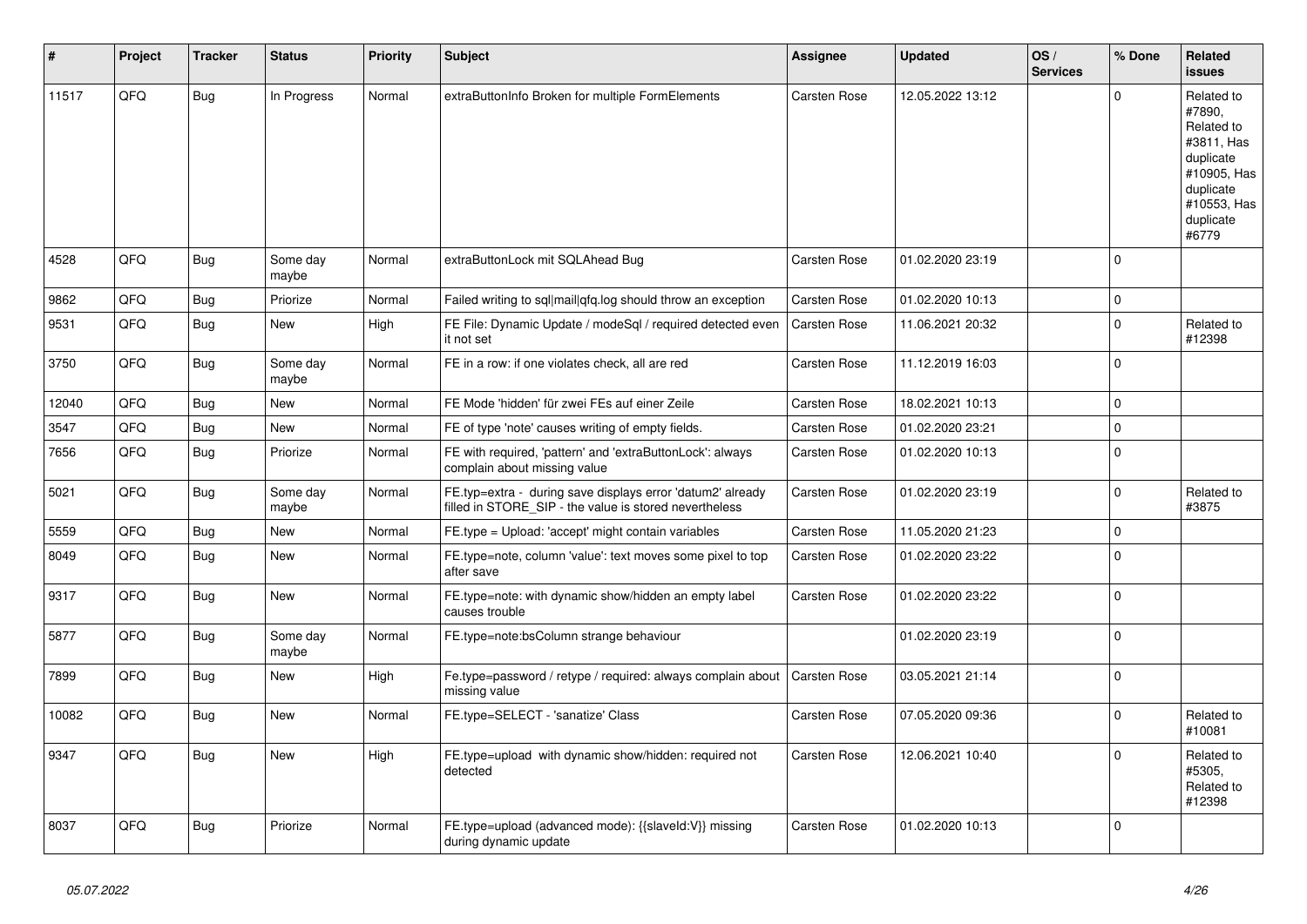| # | Project | Tracker | Status | Priority | Subject | Assignee | Updated | OS / Services | % Done | Related issues |
|---|---|---|---|---|---|---|---|---|---|---|
| 11517 | QFQ | Bug | In Progress | Normal | extraButtonInfo Broken for multiple FormElements | Carsten Rose | 12.05.2022 13:12 | | 0 | Related to #7890, Related to #3811, Has duplicate #10905, Has duplicate #10553, Has duplicate #6779 |
| 4528 | QFQ | Bug | Some day maybe | Normal | extraButtonLock mit SQLAhead Bug | Carsten Rose | 01.02.2020 23:19 | | 0 | |
| 9862 | QFQ | Bug | Priorize | Normal | Failed writing to sql|mail|qfq.log should throw an exception | Carsten Rose | 01.02.2020 10:13 | | 0 | |
| 9531 | QFQ | Bug | New | High | FE File: Dynamic Update / modeSql / required detected even it not set | Carsten Rose | 11.06.2021 20:32 | | 0 | Related to #12398 |
| 3750 | QFQ | Bug | Some day maybe | Normal | FE in a row: if one violates check, all are red | Carsten Rose | 11.12.2019 16:03 | | 0 | |
| 12040 | QFQ | Bug | New | Normal | FE Mode 'hidden' für zwei FEs auf einer Zeile | Carsten Rose | 18.02.2021 10:13 | | 0 | |
| 3547 | QFQ | Bug | New | Normal | FE of type 'note' causes writing of empty fields. | Carsten Rose | 01.02.2020 23:21 | | 0 | |
| 7656 | QFQ | Bug | Priorize | Normal | FE with required, 'pattern' and 'extraButtonLock': always complain about missing value | Carsten Rose | 01.02.2020 10:13 | | 0 | |
| 5021 | QFQ | Bug | Some day maybe | Normal | FE.typ=extra - during save displays error 'datum2' already filled in STORE_SIP - the value is stored nevertheless | Carsten Rose | 01.02.2020 23:19 | | 0 | Related to #3875 |
| 5559 | QFQ | Bug | New | Normal | FE.type = Upload: 'accept' might contain variables | Carsten Rose | 11.05.2020 21:23 | | 0 | |
| 8049 | QFQ | Bug | New | Normal | FE.type=note, column 'value': text moves some pixel to top after save | Carsten Rose | 01.02.2020 23:22 | | 0 | |
| 9317 | QFQ | Bug | New | Normal | FE.type=note: with dynamic show/hidden an empty label causes trouble | Carsten Rose | 01.02.2020 23:22 | | 0 | |
| 5877 | QFQ | Bug | Some day maybe | Normal | FE.type=note:bsColumn strange behaviour | | 01.02.2020 23:19 | | 0 | |
| 7899 | QFQ | Bug | New | High | Fe.type=password / retype / required: always complain about missing value | Carsten Rose | 03.05.2021 21:14 | | 0 | |
| 10082 | QFQ | Bug | New | Normal | FE.type=SELECT - 'sanatize' Class | Carsten Rose | 07.05.2020 09:36 | | 0 | Related to #10081 |
| 9347 | QFQ | Bug | New | High | FE.type=upload with dynamic show/hidden: required not detected | Carsten Rose | 12.06.2021 10:40 | | 0 | Related to #5305, Related to #12398 |
| 8037 | QFQ | Bug | Priorize | Normal | FE.type=upload (advanced mode): {{slaveId:V}} missing during dynamic update | Carsten Rose | 01.02.2020 10:13 | | 0 | |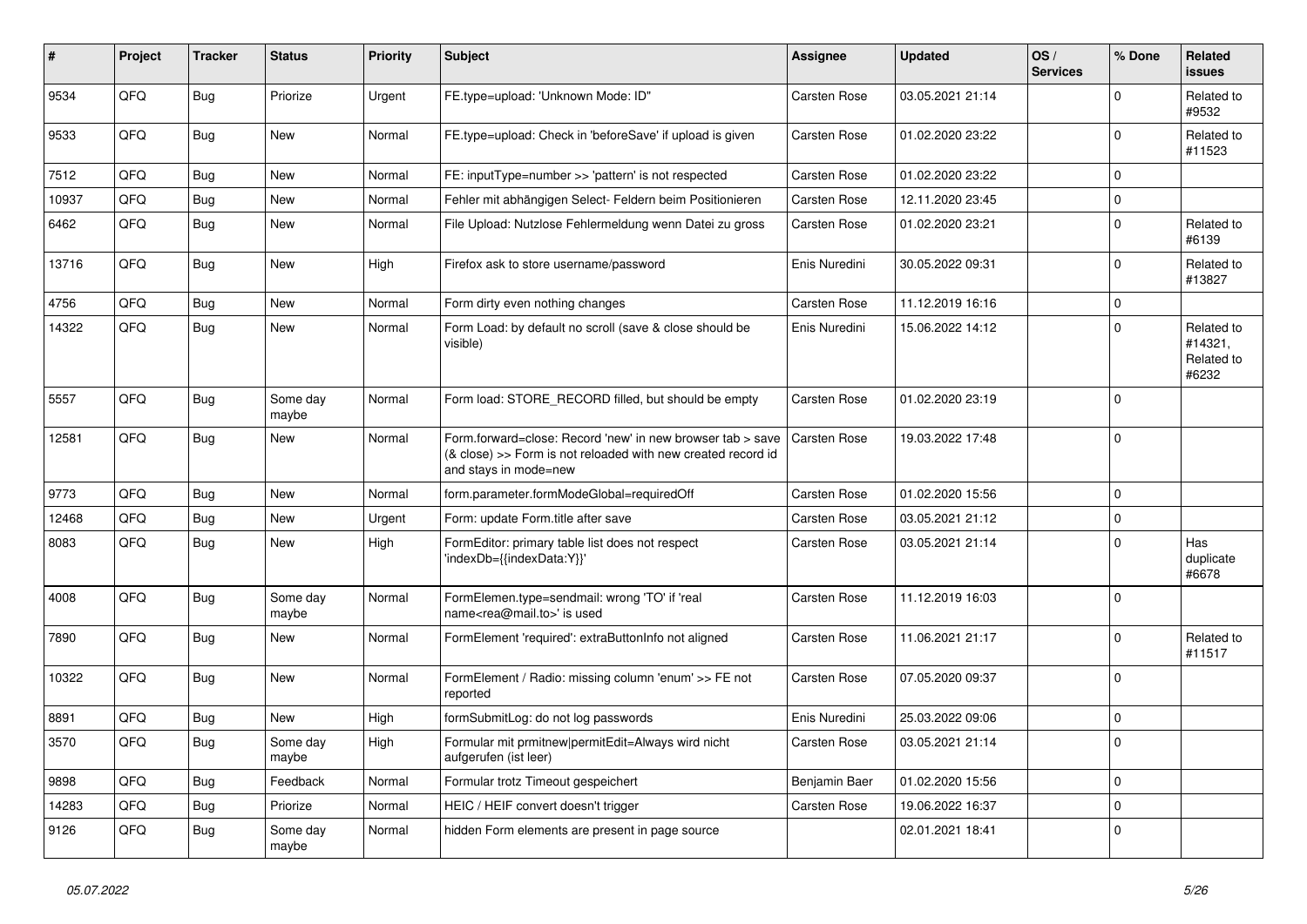| # | Project | Tracker | Status | Priority | Subject | Assignee | Updated | OS / Services | % Done | Related issues |
|---|---|---|---|---|---|---|---|---|---|---|
| 9534 | QFQ | Bug | Priorize | Urgent | FE.type=upload: 'Unknown Mode: ID" | Carsten Rose | 03.05.2021 21:14 | | 0 | Related to #9532 |
| 9533 | QFQ | Bug | New | Normal | FE.type=upload: Check in 'beforeSave' if upload is given | Carsten Rose | 01.02.2020 23:22 | | 0 | Related to #11523 |
| 7512 | QFQ | Bug | New | Normal | FE: inputType=number >> 'pattern' is not respected | Carsten Rose | 01.02.2020 23:22 | | 0 | |
| 10937 | QFQ | Bug | New | Normal | Fehler mit abhängigen Select- Feldern beim Positionieren | Carsten Rose | 12.11.2020 23:45 | | 0 | |
| 6462 | QFQ | Bug | New | Normal | File Upload: Nutzlose Fehlermeldung wenn Datei zu gross | Carsten Rose | 01.02.2020 23:21 | | 0 | Related to #6139 |
| 13716 | QFQ | Bug | New | High | Firefox ask to store username/password | Enis Nuredini | 30.05.2022 09:31 | | 0 | Related to #13827 |
| 4756 | QFQ | Bug | New | Normal | Form dirty even nothing changes | Carsten Rose | 11.12.2019 16:16 | | 0 | |
| 14322 | QFQ | Bug | New | Normal | Form Load: by default no scroll (save & close should be visible) | Enis Nuredini | 15.06.2022 14:12 | | 0 | Related to #14321, Related to #6232 |
| 5557 | QFQ | Bug | Some day maybe | Normal | Form load: STORE_RECORD filled, but should be empty | Carsten Rose | 01.02.2020 23:19 | | 0 | |
| 12581 | QFQ | Bug | New | Normal | Form.forward=close: Record 'new' in new browser tab > save (& close) >> Form is not reloaded with new created record id and stays in mode=new | Carsten Rose | 19.03.2022 17:48 | | 0 | |
| 9773 | QFQ | Bug | New | Normal | form.parameter.formModeGlobal=requiredOff | Carsten Rose | 01.02.2020 15:56 | | 0 | |
| 12468 | QFQ | Bug | New | Urgent | Form: update Form.title after save | Carsten Rose | 03.05.2021 21:12 | | 0 | |
| 8083 | QFQ | Bug | New | High | FormEditor: primary table list does not respect 'indexDb={{indexData:Y}}' | Carsten Rose | 03.05.2021 21:14 | | 0 | Has duplicate #6678 |
| 4008 | QFQ | Bug | Some day maybe | Normal | FormElemen.type=sendmail: wrong 'TO' if 'real name<rea@mail.to>' is used | Carsten Rose | 11.12.2019 16:03 | | 0 | |
| 7890 | QFQ | Bug | New | Normal | FormElement 'required': extraButtonInfo not aligned | Carsten Rose | 11.06.2021 21:17 | | 0 | Related to #11517 |
| 10322 | QFQ | Bug | New | Normal | FormElement / Radio: missing column 'enum' >> FE not reported | Carsten Rose | 07.05.2020 09:37 | | 0 | |
| 8891 | QFQ | Bug | New | High | formSubmitLog: do not log passwords | Enis Nuredini | 25.03.2022 09:06 | | 0 | |
| 3570 | QFQ | Bug | Some day maybe | High | Formular mit prmitnew\|permitEdit=Always wird nicht aufgerufen (ist leer) | Carsten Rose | 03.05.2021 21:14 | | 0 | |
| 9898 | QFQ | Bug | Feedback | Normal | Formular trotz Timeout gespeichert | Benjamin Baer | 01.02.2020 15:56 | | 0 | |
| 14283 | QFQ | Bug | Priorize | Normal | HEIC / HEIF convert doesn't trigger | Carsten Rose | 19.06.2022 16:37 | | 0 | |
| 9126 | QFQ | Bug | Some day maybe | Normal | hidden Form elements are present in page source | | 02.01.2021 18:41 | | 0 | |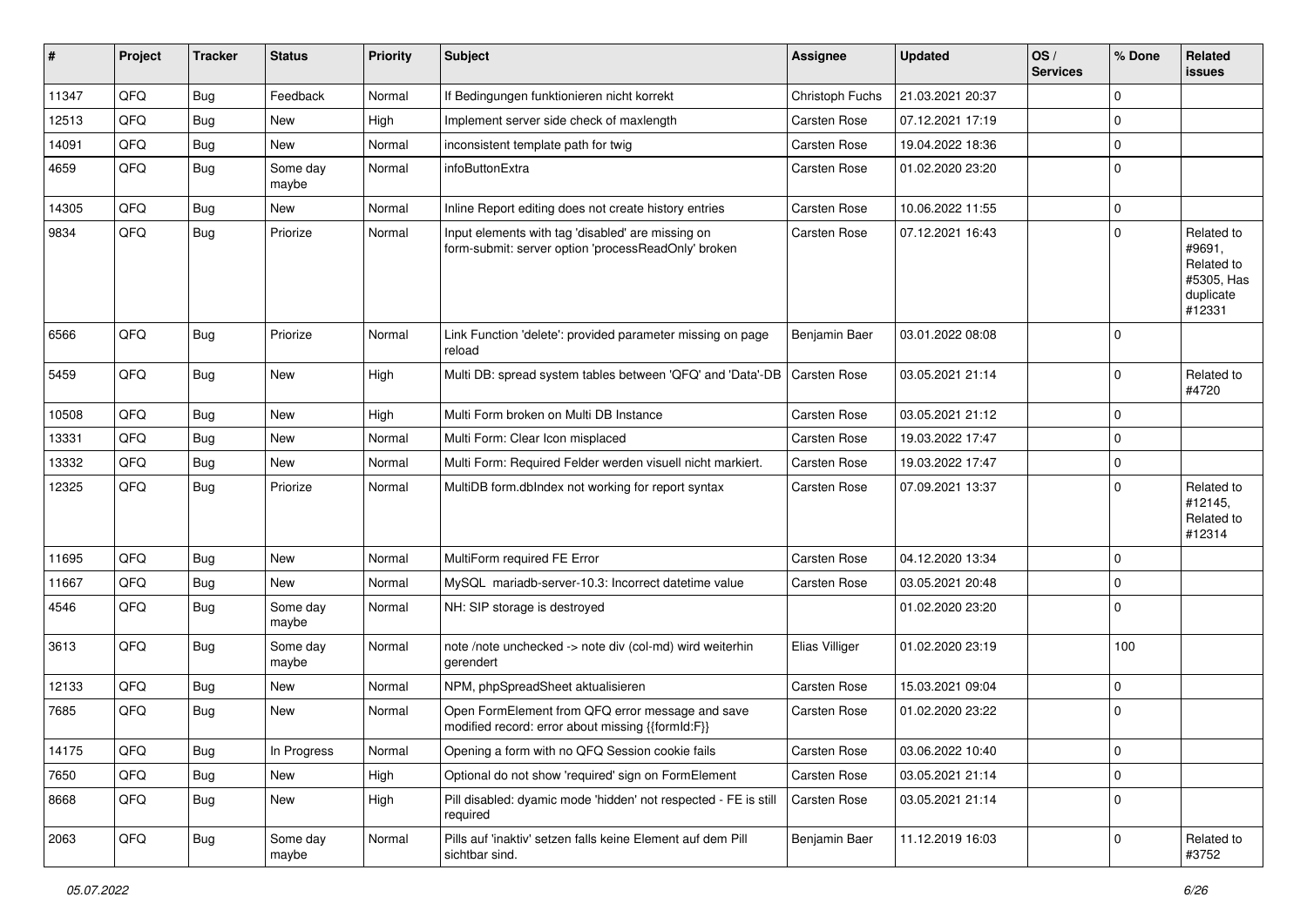| # | Project | Tracker | Status | Priority | Subject | Assignee | Updated | OS / Services | % Done | Related issues |
|---|---|---|---|---|---|---|---|---|---|---|
| 11347 | QFQ | Bug | Feedback | Normal | If Bedingungen funktionieren nicht korrekt | Christoph Fuchs | 21.03.2021 20:37 | | 0 | |
| 12513 | QFQ | Bug | New | High | Implement server side check of maxlength | Carsten Rose | 07.12.2021 17:19 | | 0 | |
| 14091 | QFQ | Bug | New | Normal | inconsistent template path for twig | Carsten Rose | 19.04.2022 18:36 | | 0 | |
| 4659 | QFQ | Bug | Some day maybe | Normal | infoButtonExtra | Carsten Rose | 01.02.2020 23:20 | | 0 | |
| 14305 | QFQ | Bug | New | Normal | Inline Report editing does not create history entries | Carsten Rose | 10.06.2022 11:55 | | 0 | |
| 9834 | QFQ | Bug | Priorize | Normal | Input elements with tag 'disabled' are missing on form-submit: server option 'processReadOnly' broken | Carsten Rose | 07.12.2021 16:43 | | 0 | Related to #9691, Related to #5305, Has duplicate #12331 |
| 6566 | QFQ | Bug | Priorize | Normal | Link Function 'delete': provided parameter missing on page reload | Benjamin Baer | 03.01.2022 08:08 | | 0 | |
| 5459 | QFQ | Bug | New | High | Multi DB: spread system tables between 'QFQ' and 'Data'-DB | Carsten Rose | 03.05.2021 21:14 | | 0 | Related to #4720 |
| 10508 | QFQ | Bug | New | High | Multi Form broken on Multi DB Instance | Carsten Rose | 03.05.2021 21:12 | | 0 | |
| 13331 | QFQ | Bug | New | Normal | Multi Form: Clear Icon misplaced | Carsten Rose | 19.03.2022 17:47 | | 0 | |
| 13332 | QFQ | Bug | New | Normal | Multi Form: Required Felder werden visuell nicht markiert. | Carsten Rose | 19.03.2022 17:47 | | 0 | |
| 12325 | QFQ | Bug | Priorize | Normal | MultiDB form.dbIndex not working for report syntax | Carsten Rose | 07.09.2021 13:37 | | 0 | Related to #12145, Related to #12314 |
| 11695 | QFQ | Bug | New | Normal | MultiForm required FE Error | Carsten Rose | 04.12.2020 13:34 | | 0 | |
| 11667 | QFQ | Bug | New | Normal | MySQL mariadb-server-10.3: Incorrect datetime value | Carsten Rose | 03.05.2021 20:48 | | 0 | |
| 4546 | QFQ | Bug | Some day maybe | Normal | NH: SIP storage is destroyed | | 01.02.2020 23:20 | | 0 | |
| 3613 | QFQ | Bug | Some day maybe | Normal | note /note unchecked -> note div (col-md) wird weiterhin gerendert | Elias Villiger | 01.02.2020 23:19 | | 100 | |
| 12133 | QFQ | Bug | New | Normal | NPM, phpSpreadSheet aktualisieren | Carsten Rose | 15.03.2021 09:04 | | 0 | |
| 7685 | QFQ | Bug | New | Normal | Open FormElement from QFQ error message and save modified record: error about missing {{formId:F}} | Carsten Rose | 01.02.2020 23:22 | | 0 | |
| 14175 | QFQ | Bug | In Progress | Normal | Opening a form with no QFQ Session cookie fails | Carsten Rose | 03.06.2022 10:40 | | 0 | |
| 7650 | QFQ | Bug | New | High | Optional do not show 'required' sign on FormElement | Carsten Rose | 03.05.2021 21:14 | | 0 | |
| 8668 | QFQ | Bug | New | High | Pill disabled: dyamic mode 'hidden' not respected - FE is still required | Carsten Rose | 03.05.2021 21:14 | | 0 | |
| 2063 | QFQ | Bug | Some day maybe | Normal | Pills auf 'inaktiv' setzen falls keine Element auf dem Pill sichtbar sind. | Benjamin Baer | 11.12.2019 16:03 | | 0 | Related to #3752 |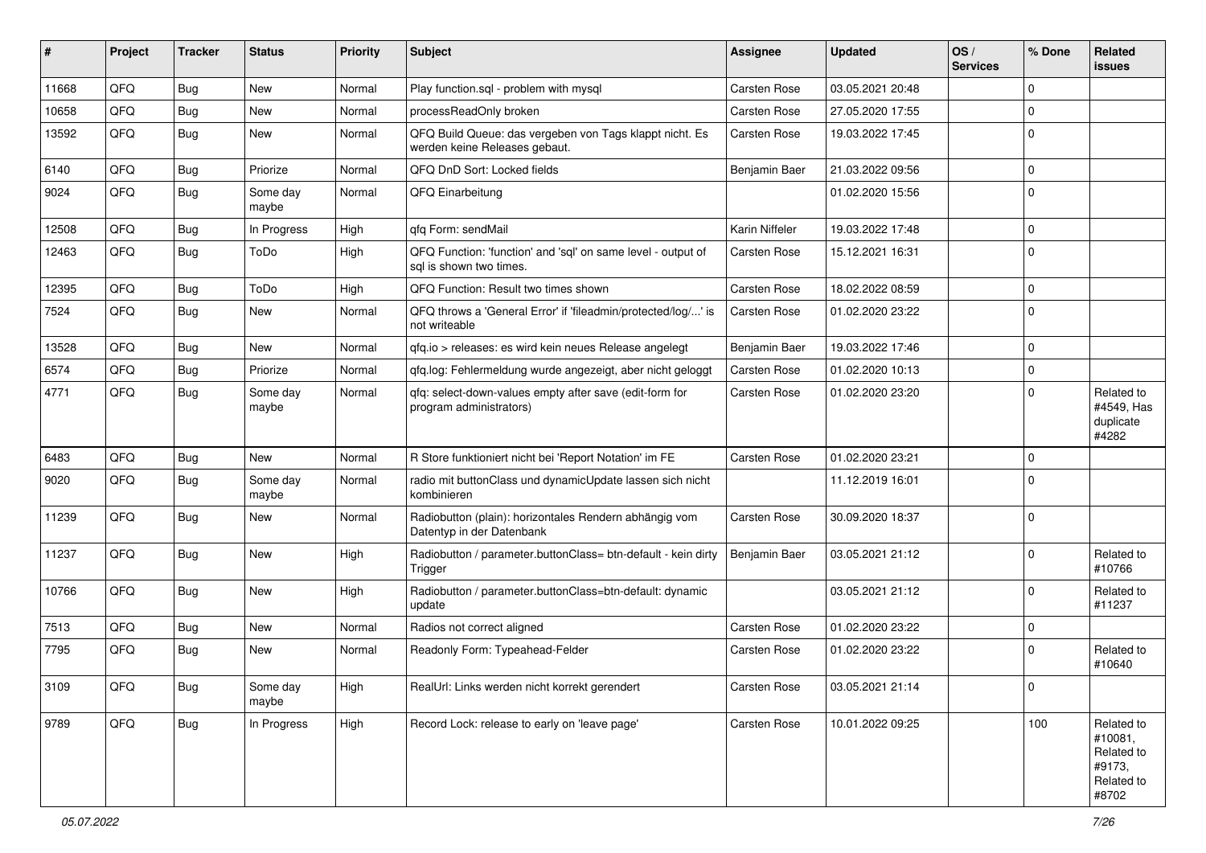| # | Project | Tracker | Status | Priority | Subject | Assignee | Updated | OS / Services | % Done | Related issues |
|---|---|---|---|---|---|---|---|---|---|---|
| 11668 | QFQ | Bug | New | Normal | Play function.sql - problem with mysql | Carsten Rose | 03.05.2021 20:48 | | 0 | |
| 10658 | QFQ | Bug | New | Normal | processReadOnly broken | Carsten Rose | 27.05.2020 17:55 | | 0 | |
| 13592 | QFQ | Bug | New | Normal | QFQ Build Queue: das vergeben von Tags klappt nicht. Es werden keine Releases gebaut. | Carsten Rose | 19.03.2022 17:45 | | 0 | |
| 6140 | QFQ | Bug | Priorize | Normal | QFQ DnD Sort: Locked fields | Benjamin Baer | 21.03.2022 09:56 | | 0 | |
| 9024 | QFQ | Bug | Some day maybe | Normal | QFQ Einarbeitung | | 01.02.2020 15:56 | | 0 | |
| 12508 | QFQ | Bug | In Progress | High | qfq Form: sendMail | Karin Niffeler | 19.03.2022 17:48 | | 0 | |
| 12463 | QFQ | Bug | ToDo | High | QFQ Function: 'function' and 'sql' on same level - output of sql is shown two times. | Carsten Rose | 15.12.2021 16:31 | | 0 | |
| 12395 | QFQ | Bug | ToDo | High | QFQ Function: Result two times shown | Carsten Rose | 18.02.2022 08:59 | | 0 | |
| 7524 | QFQ | Bug | New | Normal | QFQ throws a 'General Error' if 'fileadmin/protected/log/...' is not writeable | Carsten Rose | 01.02.2020 23:22 | | 0 | |
| 13528 | QFQ | Bug | New | Normal | qfq.io > releases: es wird kein neues Release angelegt | Benjamin Baer | 19.03.2022 17:46 | | 0 | |
| 6574 | QFQ | Bug | Priorize | Normal | qfq.log: Fehlermeldung wurde angezeigt, aber nicht geloggt | Carsten Rose | 01.02.2020 10:13 | | 0 | |
| 4771 | QFQ | Bug | Some day maybe | Normal | qfq: select-down-values empty after save (edit-form for program administrators) | Carsten Rose | 01.02.2020 23:20 | | 0 | Related to #4549, Has duplicate #4282 |
| 6483 | QFQ | Bug | New | Normal | R Store funktioniert nicht bei 'Report Notation' im FE | Carsten Rose | 01.02.2020 23:21 | | 0 | |
| 9020 | QFQ | Bug | Some day maybe | Normal | radio mit buttonClass und dynamicUpdate lassen sich nicht kombinieren | | 11.12.2019 16:01 | | 0 | |
| 11239 | QFQ | Bug | New | Normal | Radiobutton (plain): horizontales Rendern abhängig vom Datentyp in der Datenbank | Carsten Rose | 30.09.2020 18:37 | | 0 | |
| 11237 | QFQ | Bug | New | High | Radiobutton / parameter.buttonClass= btn-default - kein dirty Trigger | Benjamin Baer | 03.05.2021 21:12 | | 0 | Related to #10766 |
| 10766 | QFQ | Bug | New | High | Radiobutton / parameter.buttonClass=btn-default: dynamic update | | 03.05.2021 21:12 | | 0 | Related to #11237 |
| 7513 | QFQ | Bug | New | Normal | Radios not correct aligned | Carsten Rose | 01.02.2020 23:22 | | 0 | |
| 7795 | QFQ | Bug | New | Normal | Readonly Form: Typeahead-Felder | Carsten Rose | 01.02.2020 23:22 | | 0 | Related to #10640 |
| 3109 | QFQ | Bug | Some day maybe | High | RealUrl: Links werden nicht korrekt gerendert | Carsten Rose | 03.05.2021 21:14 | | 0 | |
| 9789 | QFQ | Bug | In Progress | High | Record Lock: release to early on 'leave page' | Carsten Rose | 10.01.2022 09:25 | | 100 | Related to #10081, Related to #9173, Related to #8702 |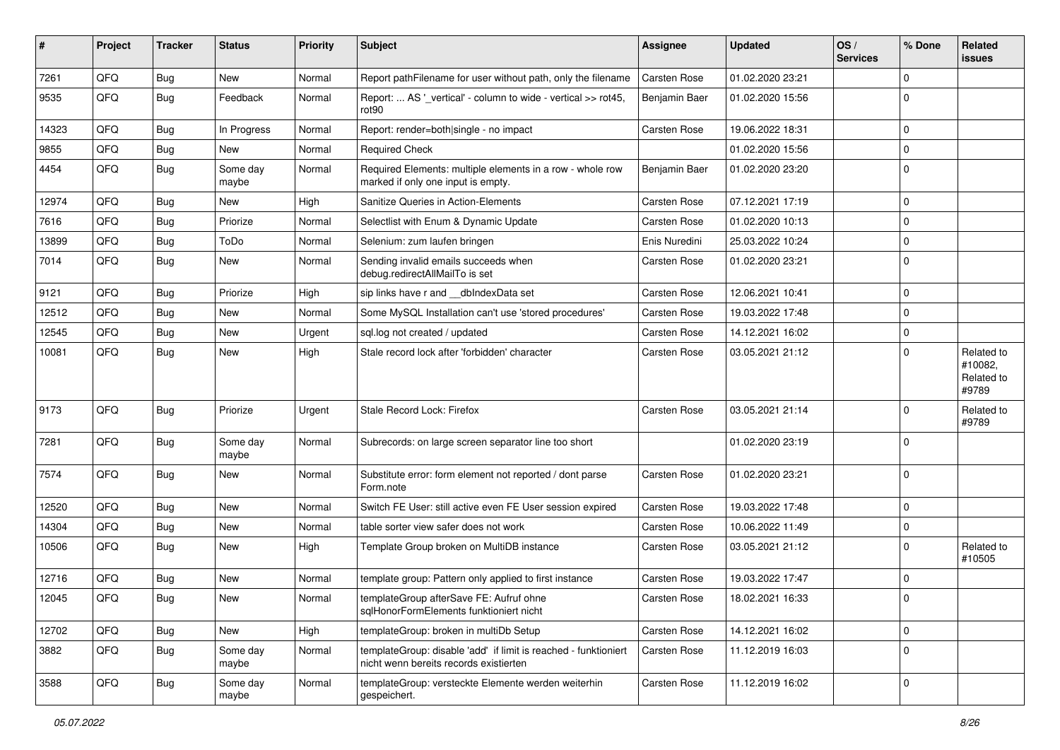| # | Project | Tracker | Status | Priority | Subject | Assignee | Updated | OS / Services | % Done | Related issues |
|---|---|---|---|---|---|---|---|---|---|---|
| 7261 | QFQ | Bug | New | Normal | Report pathFilename for user without path, only the filename | Carsten Rose | 01.02.2020 23:21 | | 0 | |
| 9535 | QFQ | Bug | Feedback | Normal | Report: ... AS '_vertical' - column to wide - vertical >> rot45, rot90 | Benjamin Baer | 01.02.2020 15:56 | | 0 | |
| 14323 | QFQ | Bug | In Progress | Normal | Report: render=both\|single - no impact | Carsten Rose | 19.06.2022 18:31 | | 0 | |
| 9855 | QFQ | Bug | New | Normal | Required Check | | 01.02.2020 15:56 | | 0 | |
| 4454 | QFQ | Bug | Some day maybe | Normal | Required Elements: multiple elements in a row - whole row marked if only one input is empty. | Benjamin Baer | 01.02.2020 23:20 | | 0 | |
| 12974 | QFQ | Bug | New | High | Sanitize Queries in Action-Elements | Carsten Rose | 07.12.2021 17:19 | | 0 | |
| 7616 | QFQ | Bug | Priorize | Normal | Selectlist with Enum & Dynamic Update | Carsten Rose | 01.02.2020 10:13 | | 0 | |
| 13899 | QFQ | Bug | ToDo | Normal | Selenium: zum laufen bringen | Enis Nuredini | 25.03.2022 10:24 | | 0 | |
| 7014 | QFQ | Bug | New | Normal | Sending invalid emails succeeds when debug.redirectAllMailTo is set | Carsten Rose | 01.02.2020 23:21 | | 0 | |
| 9121 | QFQ | Bug | Priorize | High | sip links have r and __dbIndexData set | Carsten Rose | 12.06.2021 10:41 | | 0 | |
| 12512 | QFQ | Bug | New | Normal | Some MySQL Installation can't use 'stored procedures' | Carsten Rose | 19.03.2022 17:48 | | 0 | |
| 12545 | QFQ | Bug | New | Urgent | sql.log not created / updated | Carsten Rose | 14.12.2021 16:02 | | 0 | |
| 10081 | QFQ | Bug | New | High | Stale record lock after 'forbidden' character | Carsten Rose | 03.05.2021 21:12 | | 0 | Related to #10082, Related to #9789 |
| 9173 | QFQ | Bug | Priorize | Urgent | Stale Record Lock: Firefox | Carsten Rose | 03.05.2021 21:14 | | 0 | Related to #9789 |
| 7281 | QFQ | Bug | Some day maybe | Normal | Subrecords: on large screen separator line too short | | 01.02.2020 23:19 | | 0 | |
| 7574 | QFQ | Bug | New | Normal | Substitute error: form element not reported / dont parse Form.note | Carsten Rose | 01.02.2020 23:21 | | 0 | |
| 12520 | QFQ | Bug | New | Normal | Switch FE User: still active even FE User session expired | Carsten Rose | 19.03.2022 17:48 | | 0 | |
| 14304 | QFQ | Bug | New | Normal | table sorter view safer does not work | Carsten Rose | 10.06.2022 11:49 | | 0 | |
| 10506 | QFQ | Bug | New | High | Template Group broken on MultiDB instance | Carsten Rose | 03.05.2021 21:12 | | 0 | Related to #10505 |
| 12716 | QFQ | Bug | New | Normal | template group: Pattern only applied to first instance | Carsten Rose | 19.03.2022 17:47 | | 0 | |
| 12045 | QFQ | Bug | New | Normal | templateGroup afterSave FE: Aufruf ohne sqlHonorFormElements funktioniert nicht | Carsten Rose | 18.02.2021 16:33 | | 0 | |
| 12702 | QFQ | Bug | New | High | templateGroup: broken in multiDb Setup | Carsten Rose | 14.12.2021 16:02 | | 0 | |
| 3882 | QFQ | Bug | Some day maybe | Normal | templateGroup: disable 'add' if limit is reached - funktioniert nicht wenn bereits records existierten | Carsten Rose | 11.12.2019 16:03 | | 0 | |
| 3588 | QFQ | Bug | Some day maybe | Normal | templateGroup: versteckte Elemente werden weiterhin gespeichert. | Carsten Rose | 11.12.2019 16:02 | | 0 | |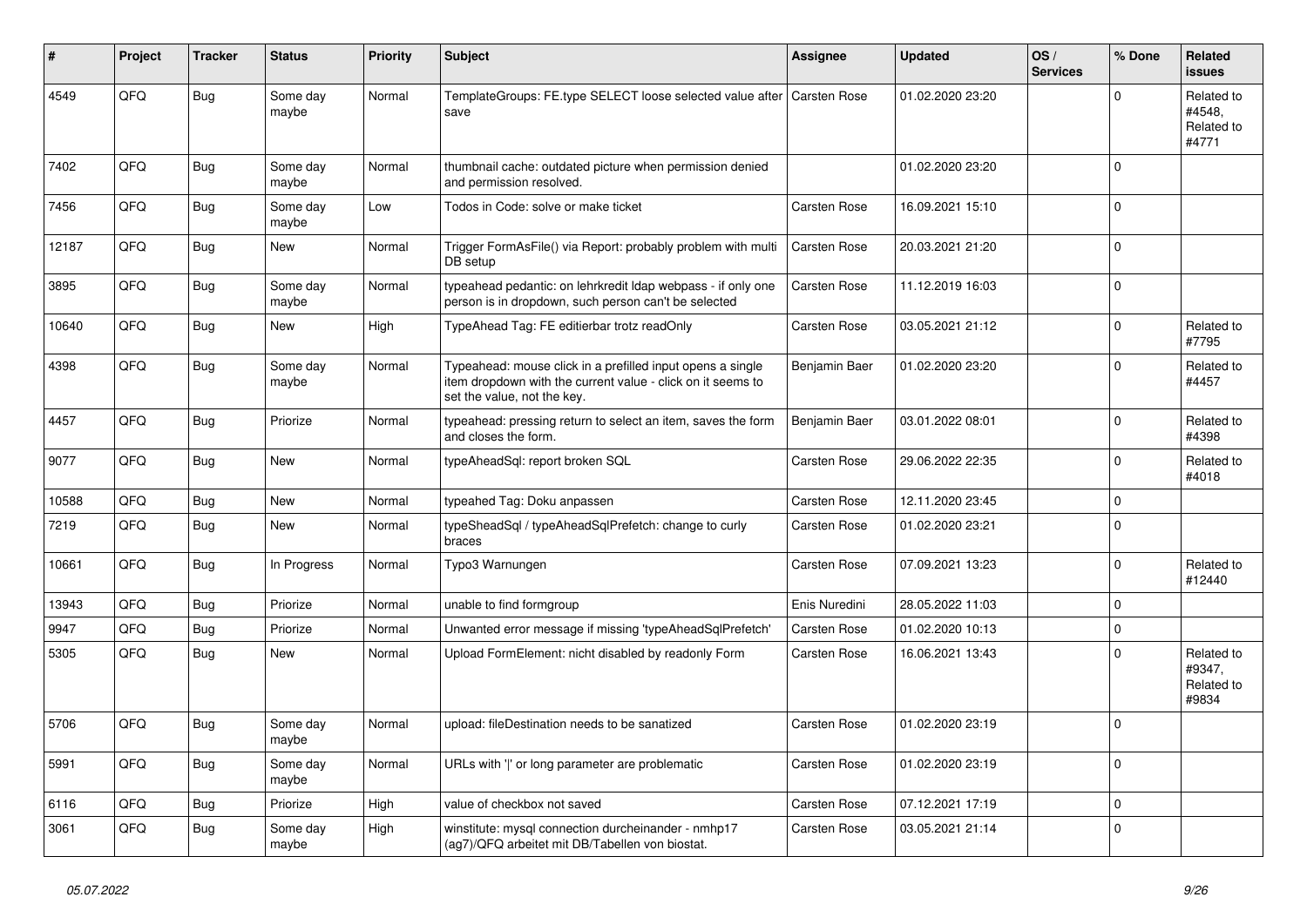| # | Project | Tracker | Status | Priority | Subject | Assignee | Updated | OS / Services | % Done | Related issues |
|---|---|---|---|---|---|---|---|---|---|---|
| 4549 | QFQ | Bug | Some day maybe | Normal | TemplateGroups: FE.type SELECT loose selected value after save | Carsten Rose | 01.02.2020 23:20 | | 0 | Related to #4548, Related to #4771 |
| 7402 | QFQ | Bug | Some day maybe | Normal | thumbnail cache: outdated picture when permission denied and permission resolved. | | 01.02.2020 23:20 | | 0 | |
| 7456 | QFQ | Bug | Some day maybe | Low | Todos in Code: solve or make ticket | Carsten Rose | 16.09.2021 15:10 | | 0 | |
| 12187 | QFQ | Bug | New | Normal | Trigger FormAsFile() via Report: probably problem with multi DB setup | Carsten Rose | 20.03.2021 21:20 | | 0 | |
| 3895 | QFQ | Bug | Some day maybe | Normal | typeahead pedantic: on lehrkredit ldap webpass - if only one person is in dropdown, such person can't be selected | Carsten Rose | 11.12.2019 16:03 | | 0 | |
| 10640 | QFQ | Bug | New | High | TypeAhead Tag: FE editierbar trotz readOnly | Carsten Rose | 03.05.2021 21:12 | | 0 | Related to #7795 |
| 4398 | QFQ | Bug | Some day maybe | Normal | Typeahead: mouse click in a prefilled input opens a single item dropdown with the current value - click on it seems to set the value, not the key. | Benjamin Baer | 01.02.2020 23:20 | | 0 | Related to #4457 |
| 4457 | QFQ | Bug | Priorize | Normal | typeahead: pressing return to select an item, saves the form and closes the form. | Benjamin Baer | 03.01.2022 08:01 | | 0 | Related to #4398 |
| 9077 | QFQ | Bug | New | Normal | typeAheadSql: report broken SQL | Carsten Rose | 29.06.2022 22:35 | | 0 | Related to #4018 |
| 10588 | QFQ | Bug | New | Normal | typeahed Tag: Doku anpassen | Carsten Rose | 12.11.2020 23:45 | | 0 | |
| 7219 | QFQ | Bug | New | Normal | typeSheadSql / typeAheadSqlPrefetch: change to curly braces | Carsten Rose | 01.02.2020 23:21 | | 0 | |
| 10661 | QFQ | Bug | In Progress | Normal | Typo3 Warnungen | Carsten Rose | 07.09.2021 13:23 | | 0 | Related to #12440 |
| 13943 | QFQ | Bug | Priorize | Normal | unable to find formgroup | Enis Nuredini | 28.05.2022 11:03 | | 0 | |
| 9947 | QFQ | Bug | Priorize | Normal | Unwanted error message if missing 'typeAheadSqlPrefetch' | Carsten Rose | 01.02.2020 10:13 | | 0 | |
| 5305 | QFQ | Bug | New | Normal | Upload FormElement: nicht disabled by readonly Form | Carsten Rose | 16.06.2021 13:43 | | 0 | Related to #9347, Related to #9834 |
| 5706 | QFQ | Bug | Some day maybe | Normal | upload: fileDestination needs to be sanatized | Carsten Rose | 01.02.2020 23:19 | | 0 | |
| 5991 | QFQ | Bug | Some day maybe | Normal | URLs with '\|' or long parameter are problematic | Carsten Rose | 01.02.2020 23:19 | | 0 | |
| 6116 | QFQ | Bug | Priorize | High | value of checkbox not saved | Carsten Rose | 07.12.2021 17:19 | | 0 | |
| 3061 | QFQ | Bug | Some day maybe | High | winstitute: mysql connection durcheinander - nmhp17 (ag7)/QFQ arbeitet mit DB/Tabellen von biostat. | Carsten Rose | 03.05.2021 21:14 | | 0 | |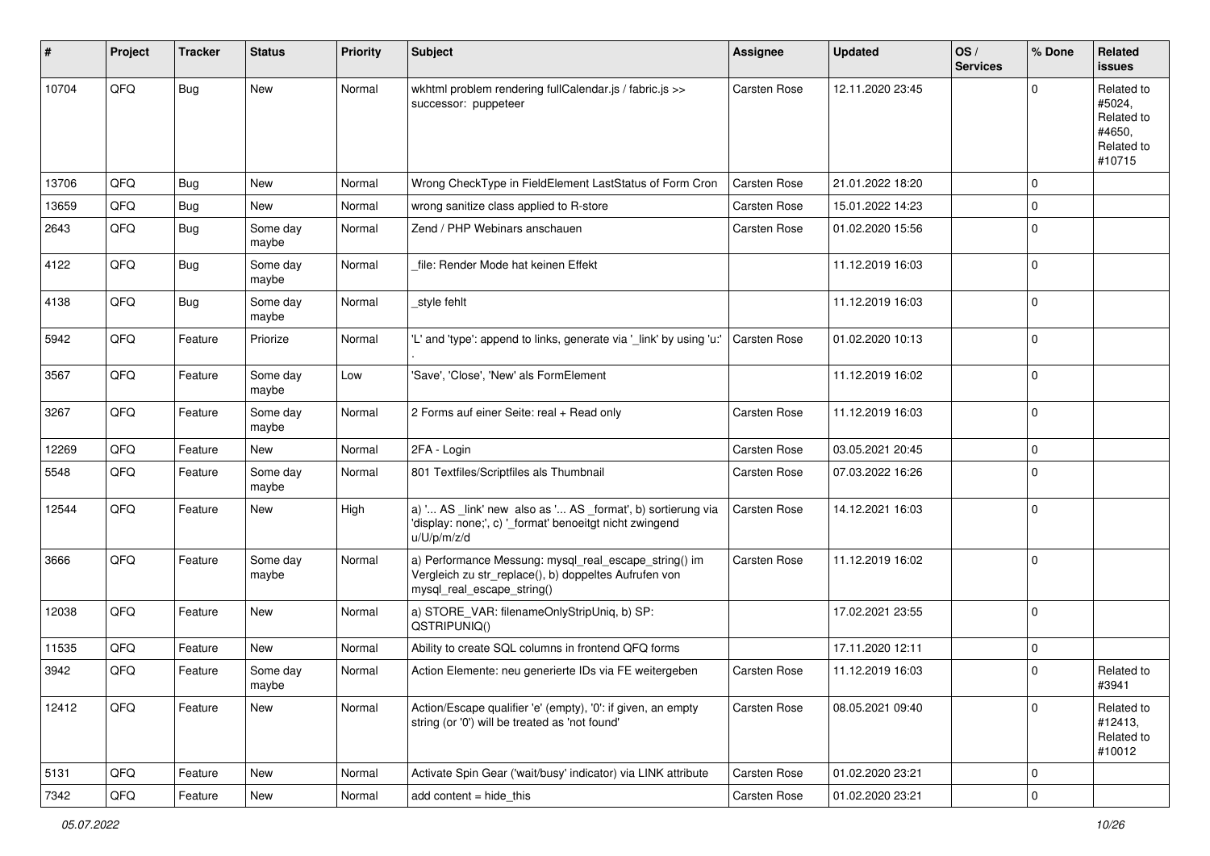| # | Project | Tracker | Status | Priority | Subject | Assignee | Updated | OS / Services | % Done | Related issues |
|---|---|---|---|---|---|---|---|---|---|---|
| 10704 | QFQ | Bug | New | Normal | wkhtml problem rendering fullCalendar.js / fabric.js >> successor: puppeteer | Carsten Rose | 12.11.2020 23:45 | | 0 | Related to #5024, Related to #4650, Related to #10715 |
| 13706 | QFQ | Bug | New | Normal | Wrong CheckType in FieldElement LastStatus of Form Cron | Carsten Rose | 21.01.2022 18:20 | | 0 | |
| 13659 | QFQ | Bug | New | Normal | wrong sanitize class applied to R-store | Carsten Rose | 15.01.2022 14:23 | | 0 | |
| 2643 | QFQ | Bug | Some day maybe | Normal | Zend / PHP Webinars anschauen | Carsten Rose | 01.02.2020 15:56 | | 0 | |
| 4122 | QFQ | Bug | Some day maybe | Normal | _file: Render Mode hat keinen Effekt | | 11.12.2019 16:03 | | 0 | |
| 4138 | QFQ | Bug | Some day maybe | Normal | _style fehlt | | 11.12.2019 16:03 | | 0 | |
| 5942 | QFQ | Feature | Priorize | Normal | 'L' and 'type': append to links, generate via '_link' by using 'u:' . | Carsten Rose | 01.02.2020 10:13 | | 0 | |
| 3567 | QFQ | Feature | Some day maybe | Low | 'Save', 'Close', 'New' als FormElement | | 11.12.2019 16:02 | | 0 | |
| 3267 | QFQ | Feature | Some day maybe | Normal | 2 Forms auf einer Seite: real + Read only | Carsten Rose | 11.12.2019 16:03 | | 0 | |
| 12269 | QFQ | Feature | New | Normal | 2FA - Login | Carsten Rose | 03.05.2021 20:45 | | 0 | |
| 5548 | QFQ | Feature | Some day maybe | Normal | 801 Textfiles/Scriptfiles als Thumbnail | Carsten Rose | 07.03.2022 16:26 | | 0 | |
| 12544 | QFQ | Feature | New | High | a) '... AS _link' new also as '... AS _format', b) sortierung via 'display: none;', c) '_format' benoeitgt nicht zwingend u/U/p/m/z/d | Carsten Rose | 14.12.2021 16:03 | | 0 | |
| 3666 | QFQ | Feature | Some day maybe | Normal | a) Performance Messung: mysql_real_escape_string() im Vergleich zu str_replace(), b) doppeltes Aufrufen von mysql_real_escape_string() | Carsten Rose | 11.12.2019 16:02 | | 0 | |
| 12038 | QFQ | Feature | New | Normal | a) STORE_VAR: filenameOnlyStripUniq, b) SP: QSTRIPUNIQ() | | 17.02.2021 23:55 | | 0 | |
| 11535 | QFQ | Feature | New | Normal | Ability to create SQL columns in frontend QFQ forms | | 17.11.2020 12:11 | | 0 | |
| 3942 | QFQ | Feature | Some day maybe | Normal | Action Elemente: neu generierte IDs via FE weitergeben | Carsten Rose | 11.12.2019 16:03 | | 0 | Related to #3941 |
| 12412 | QFQ | Feature | New | Normal | Action/Escape qualifier 'e' (empty), '0': if given, an empty string (or '0') will be treated as 'not found' | Carsten Rose | 08.05.2021 09:40 | | 0 | Related to #12413, Related to #10012 |
| 5131 | QFQ | Feature | New | Normal | Activate Spin Gear ('wait/busy' indicator) via LINK attribute | Carsten Rose | 01.02.2020 23:21 | | 0 | |
| 7342 | QFQ | Feature | New | Normal | add content = hide_this | Carsten Rose | 01.02.2020 23:21 | | 0 | |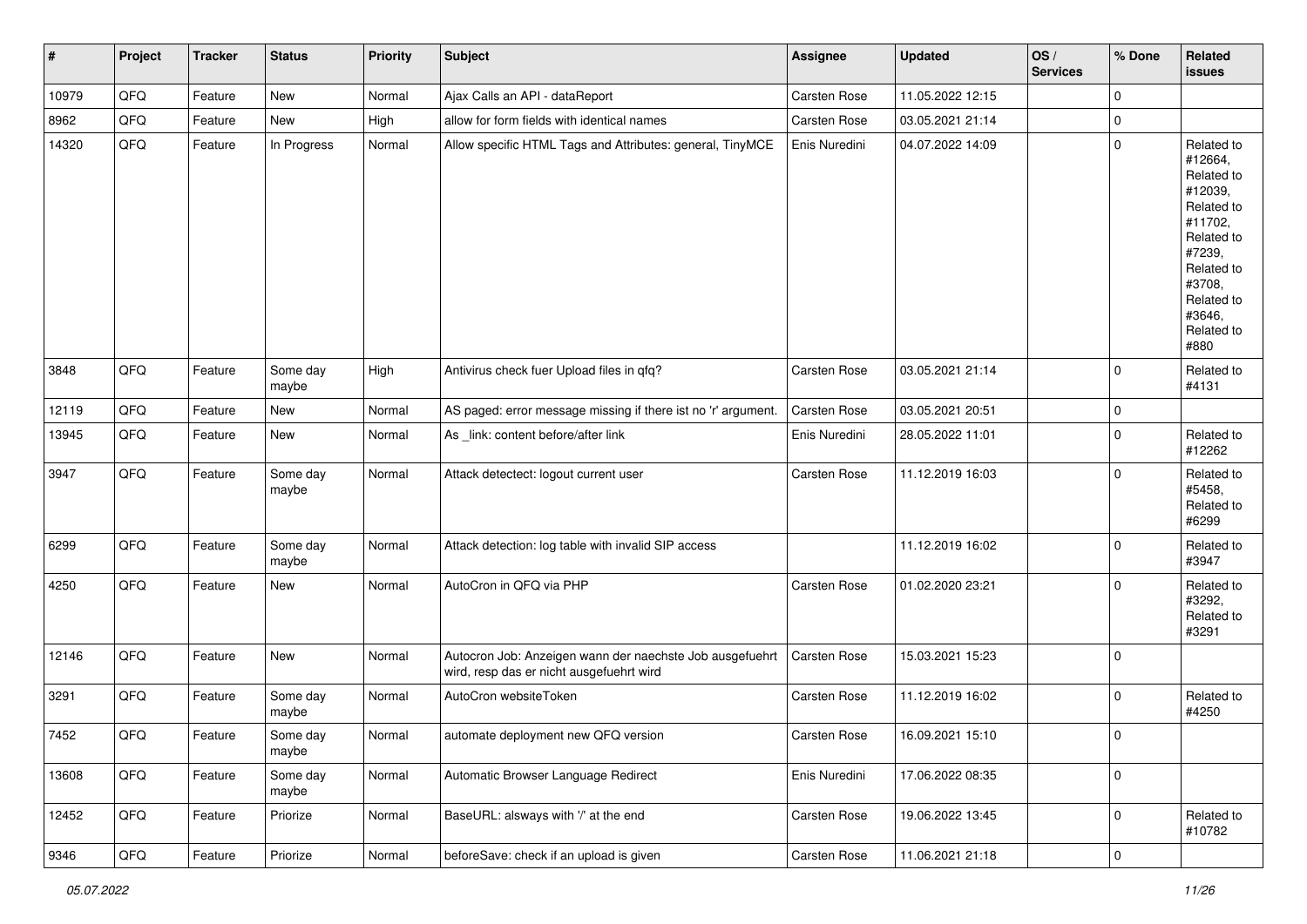| # | Project | Tracker | Status | Priority | Subject | Assignee | Updated | OS / Services | % Done | Related issues |
|---|---|---|---|---|---|---|---|---|---|---|
| 10979 | QFQ | Feature | New | Normal | Ajax Calls an API - dataReport | Carsten Rose | 11.05.2022 12:15 | | 0 | |
| 8962 | QFQ | Feature | New | High | allow for form fields with identical names | Carsten Rose | 03.05.2021 21:14 | | 0 | |
| 14320 | QFQ | Feature | In Progress | Normal | Allow specific HTML Tags and Attributes: general, TinyMCE | Enis Nuredini | 04.07.2022 14:09 | | 0 | Related to #12664, Related to #12039, Related to #11702, Related to #7239, Related to #3708, Related to #3646, Related to #880 |
| 3848 | QFQ | Feature | Some day maybe | High | Antivirus check fuer Upload files in qfq? | Carsten Rose | 03.05.2021 21:14 | | 0 | Related to #4131 |
| 12119 | QFQ | Feature | New | Normal | AS paged: error message missing if there ist no 'r' argument. | Carsten Rose | 03.05.2021 20:51 | | 0 | |
| 13945 | QFQ | Feature | New | Normal | As _link: content before/after link | Enis Nuredini | 28.05.2022 11:01 | | 0 | Related to #12262 |
| 3947 | QFQ | Feature | Some day maybe | Normal | Attack detectect: logout current user | Carsten Rose | 11.12.2019 16:03 | | 0 | Related to #5458, Related to #6299 |
| 6299 | QFQ | Feature | Some day maybe | Normal | Attack detection: log table with invalid SIP access | | 11.12.2019 16:02 | | 0 | Related to #3947 |
| 4250 | QFQ | Feature | New | Normal | AutoCron in QFQ via PHP | Carsten Rose | 01.02.2020 23:21 | | 0 | Related to #3292, Related to #3291 |
| 12146 | QFQ | Feature | New | Normal | Autocron Job: Anzeigen wann der naechste Job ausgefuehrt wird, resp das er nicht ausgefuehrt wird | Carsten Rose | 15.03.2021 15:23 | | 0 | |
| 3291 | QFQ | Feature | Some day maybe | Normal | AutoCron websiteToken | Carsten Rose | 11.12.2019 16:02 | | 0 | Related to #4250 |
| 7452 | QFQ | Feature | Some day maybe | Normal | automate deployment new QFQ version | Carsten Rose | 16.09.2021 15:10 | | 0 | |
| 13608 | QFQ | Feature | Some day maybe | Normal | Automatic Browser Language Redirect | Enis Nuredini | 17.06.2022 08:35 | | 0 | |
| 12452 | QFQ | Feature | Priorize | Normal | BaseURL: alsways with '/' at the end | Carsten Rose | 19.06.2022 13:45 | | 0 | Related to #10782 |
| 9346 | QFQ | Feature | Priorize | Normal | beforeSave: check if an upload is given | Carsten Rose | 11.06.2021 21:18 | | 0 | |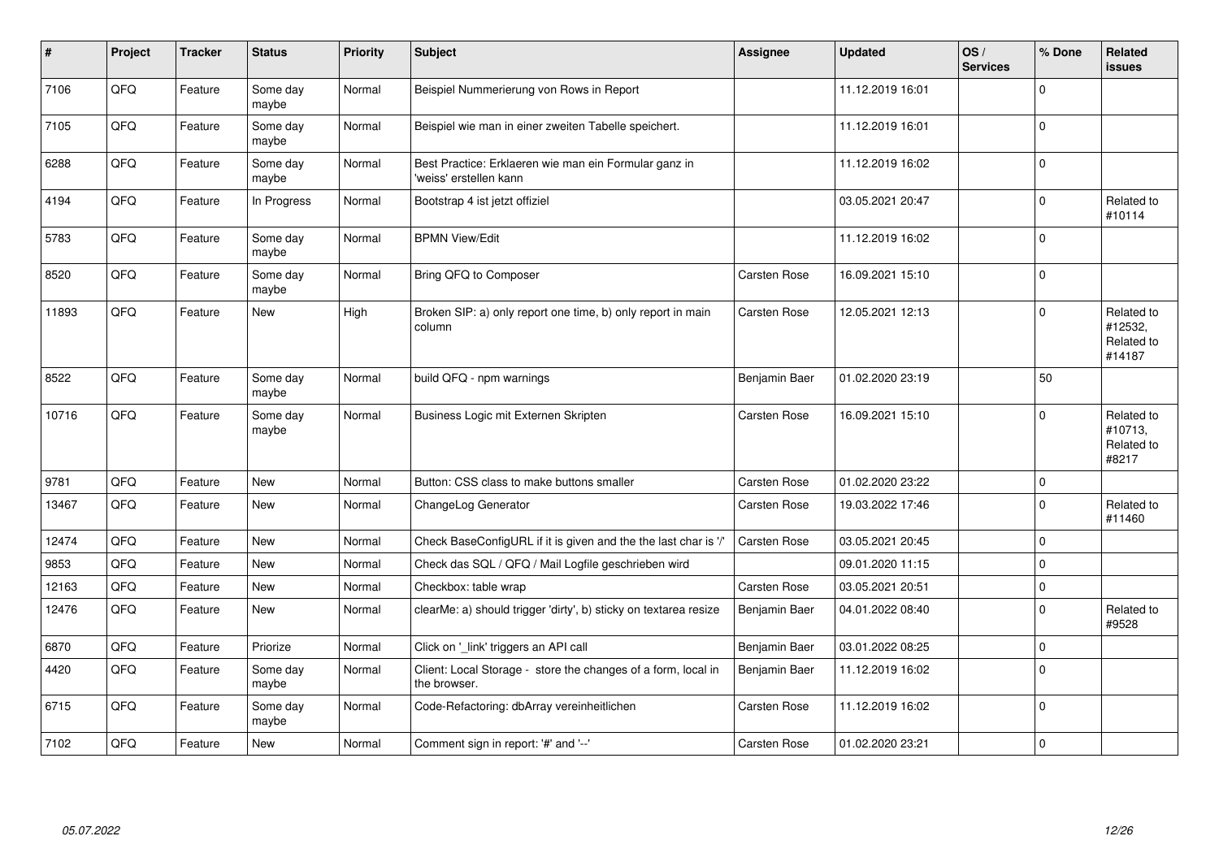| # | Project | Tracker | Status | Priority | Subject | Assignee | Updated | OS / Services | % Done | Related issues |
|---|---|---|---|---|---|---|---|---|---|---|
| 7106 | QFQ | Feature | Some day maybe | Normal | Beispiel Nummerierung von Rows in Report | | 11.12.2019 16:01 | | 0 | |
| 7105 | QFQ | Feature | Some day maybe | Normal | Beispiel wie man in einer zweiten Tabelle speichert. | | 11.12.2019 16:01 | | 0 | |
| 6288 | QFQ | Feature | Some day maybe | Normal | Best Practice: Erklaeren wie man ein Formular ganz in 'weiss' erstellen kann | | 11.12.2019 16:02 | | 0 | |
| 4194 | QFQ | Feature | In Progress | Normal | Bootstrap 4 ist jetzt offiziel | | 03.05.2021 20:47 | | 0 | Related to #10114 |
| 5783 | QFQ | Feature | Some day maybe | Normal | BPMN View/Edit | | 11.12.2019 16:02 | | 0 | |
| 8520 | QFQ | Feature | Some day maybe | Normal | Bring QFQ to Composer | Carsten Rose | 16.09.2021 15:10 | | 0 | |
| 11893 | QFQ | Feature | New | High | Broken SIP: a) only report one time, b) only report in main column | Carsten Rose | 12.05.2021 12:13 | | 0 | Related to #12532, Related to #14187 |
| 8522 | QFQ | Feature | Some day maybe | Normal | build QFQ - npm warnings | Benjamin Baer | 01.02.2020 23:19 | | 50 | |
| 10716 | QFQ | Feature | Some day maybe | Normal | Business Logic mit Externen Skripten | Carsten Rose | 16.09.2021 15:10 | | 0 | Related to #10713, Related to #8217 |
| 9781 | QFQ | Feature | New | Normal | Button: CSS class to make buttons smaller | Carsten Rose | 01.02.2020 23:22 | | 0 | |
| 13467 | QFQ | Feature | New | Normal | ChangeLog Generator | Carsten Rose | 19.03.2022 17:46 | | 0 | Related to #11460 |
| 12474 | QFQ | Feature | New | Normal | Check BaseConfigURL if it is given and the the last char is '/' | Carsten Rose | 03.05.2021 20:45 | | 0 | |
| 9853 | QFQ | Feature | New | Normal | Check das SQL / QFQ / Mail Logfile geschrieben wird | | 09.01.2020 11:15 | | 0 | |
| 12163 | QFQ | Feature | New | Normal | Checkbox: table wrap | Carsten Rose | 03.05.2021 20:51 | | 0 | |
| 12476 | QFQ | Feature | New | Normal | clearMe: a) should trigger 'dirty', b) sticky on textarea resize | Benjamin Baer | 04.01.2022 08:40 | | 0 | Related to #9528 |
| 6870 | QFQ | Feature | Priorize | Normal | Click on '_link' triggers an API call | Benjamin Baer | 03.01.2022 08:25 | | 0 | |
| 4420 | QFQ | Feature | Some day maybe | Normal | Client: Local Storage - store the changes of a form, local in the browser. | Benjamin Baer | 11.12.2019 16:02 | | 0 | |
| 6715 | QFQ | Feature | Some day maybe | Normal | Code-Refactoring: dbArray vereinheitlichen | Carsten Rose | 11.12.2019 16:02 | | 0 | |
| 7102 | QFQ | Feature | New | Normal | Comment sign in report: '#' and '--' | Carsten Rose | 01.02.2020 23:21 | | 0 | |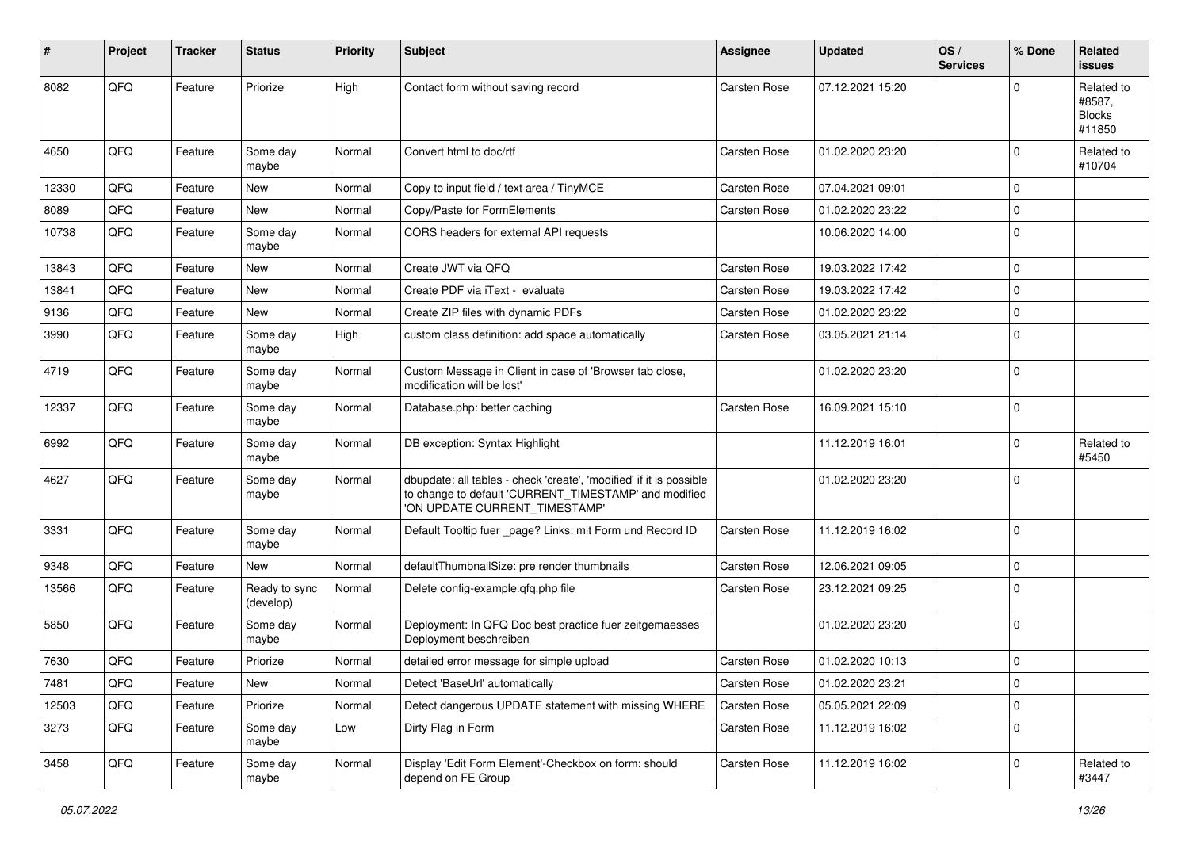| # | Project | Tracker | Status | Priority | Subject | Assignee | Updated | OS / Services | % Done | Related issues |
|---|---|---|---|---|---|---|---|---|---|---|
| 8082 | QFQ | Feature | Priorize | High | Contact form without saving record | Carsten Rose | 07.12.2021 15:20 | | 0 | Related to #8587, Blocks #11850 |
| 4650 | QFQ | Feature | Some day maybe | Normal | Convert html to doc/rtf | Carsten Rose | 01.02.2020 23:20 | | 0 | Related to #10704 |
| 12330 | QFQ | Feature | New | Normal | Copy to input field / text area / TinyMCE | Carsten Rose | 07.04.2021 09:01 | | 0 | |
| 8089 | QFQ | Feature | New | Normal | Copy/Paste for FormElements | Carsten Rose | 01.02.2020 23:22 | | 0 | |
| 10738 | QFQ | Feature | Some day maybe | Normal | CORS headers for external API requests | | 10.06.2020 14:00 | | 0 | |
| 13843 | QFQ | Feature | New | Normal | Create JWT via QFQ | Carsten Rose | 19.03.2022 17:42 | | 0 | |
| 13841 | QFQ | Feature | New | Normal | Create PDF via iText - evaluate | Carsten Rose | 19.03.2022 17:42 | | 0 | |
| 9136 | QFQ | Feature | New | Normal | Create ZIP files with dynamic PDFs | Carsten Rose | 01.02.2020 23:22 | | 0 | |
| 3990 | QFQ | Feature | Some day maybe | High | custom class definition: add space automatically | Carsten Rose | 03.05.2021 21:14 | | 0 | |
| 4719 | QFQ | Feature | Some day maybe | Normal | Custom Message in Client in case of 'Browser tab close, modification will be lost' | | 01.02.2020 23:20 | | 0 | |
| 12337 | QFQ | Feature | Some day maybe | Normal | Database.php: better caching | Carsten Rose | 16.09.2021 15:10 | | 0 | |
| 6992 | QFQ | Feature | Some day maybe | Normal | DB exception: Syntax Highlight | | 11.12.2019 16:01 | | 0 | Related to #5450 |
| 4627 | QFQ | Feature | Some day maybe | Normal | dbupdate: all tables - check 'create', 'modified' if it is possible to change to default 'CURRENT_TIMESTAMP' and modified 'ON UPDATE CURRENT_TIMESTAMP' | | 01.02.2020 23:20 | | 0 | |
| 3331 | QFQ | Feature | Some day maybe | Normal | Default Tooltip fuer _page? Links: mit Form und Record ID | Carsten Rose | 11.12.2019 16:02 | | 0 | |
| 9348 | QFQ | Feature | New | Normal | defaultThumbnailSize: pre render thumbnails | Carsten Rose | 12.06.2021 09:05 | | 0 | |
| 13566 | QFQ | Feature | Ready to sync (develop) | Normal | Delete config-example.qfq.php file | Carsten Rose | 23.12.2021 09:25 | | 0 | |
| 5850 | QFQ | Feature | Some day maybe | Normal | Deployment: In QFQ Doc best practice fuer zeitgemaesses Deployment beschreiben | | 01.02.2020 23:20 | | 0 | |
| 7630 | QFQ | Feature | Priorize | Normal | detailed error message for simple upload | Carsten Rose | 01.02.2020 10:13 | | 0 | |
| 7481 | QFQ | Feature | New | Normal | Detect 'BaseUrl' automatically | Carsten Rose | 01.02.2020 23:21 | | 0 | |
| 12503 | QFQ | Feature | Priorize | Normal | Detect dangerous UPDATE statement with missing WHERE | Carsten Rose | 05.05.2021 22:09 | | 0 | |
| 3273 | QFQ | Feature | Some day maybe | Low | Dirty Flag in Form | Carsten Rose | 11.12.2019 16:02 | | 0 | |
| 3458 | QFQ | Feature | Some day maybe | Normal | Display 'Edit Form Element'-Checkbox on form: should depend on FE Group | Carsten Rose | 11.12.2019 16:02 | | 0 | Related to #3447 |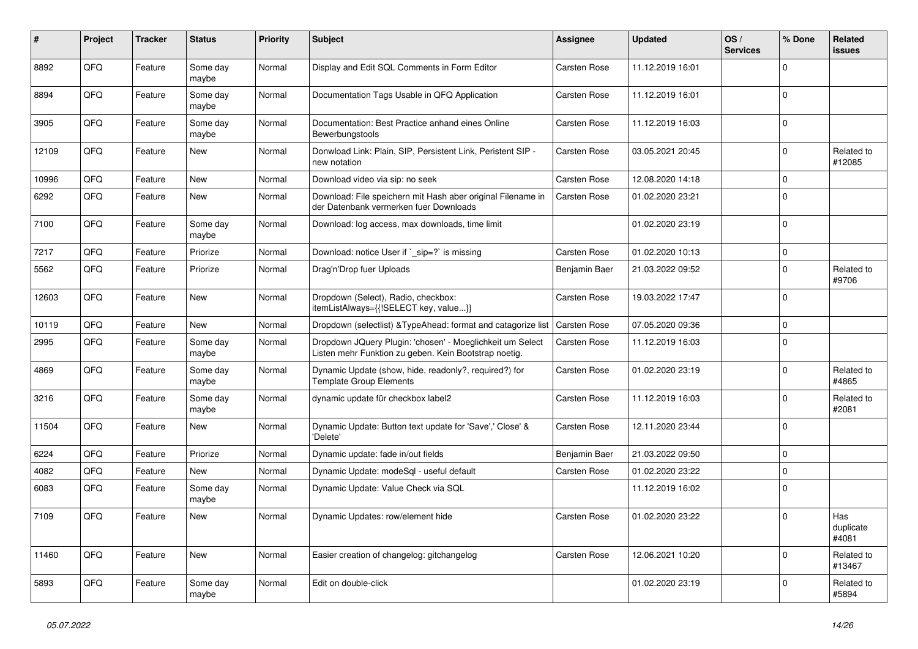| # | Project | Tracker | Status | Priority | Subject | Assignee | Updated | OS / Services | % Done | Related issues |
|---|---|---|---|---|---|---|---|---|---|---|
| 8892 | QFQ | Feature | Some day maybe | Normal | Display and Edit SQL Comments in Form Editor | Carsten Rose | 11.12.2019 16:01 | | 0 | |
| 8894 | QFQ | Feature | Some day maybe | Normal | Documentation Tags Usable in QFQ Application | Carsten Rose | 11.12.2019 16:01 | | 0 | |
| 3905 | QFQ | Feature | Some day maybe | Normal | Documentation: Best Practice anhand eines Online Bewerbungstools | Carsten Rose | 11.12.2019 16:03 | | 0 | |
| 12109 | QFQ | Feature | New | Normal | Donwload Link: Plain, SIP, Persistent Link, Peristent SIP - new notation | Carsten Rose | 03.05.2021 20:45 | | 0 | Related to #12085 |
| 10996 | QFQ | Feature | New | Normal | Download video via sip: no seek | Carsten Rose | 12.08.2020 14:18 | | 0 | |
| 6292 | QFQ | Feature | New | Normal | Download: File speichern mit Hash aber original Filename in der Datenbank vermerken fuer Downloads | Carsten Rose | 01.02.2020 23:21 | | 0 | |
| 7100 | QFQ | Feature | Some day maybe | Normal | Download: log access, max downloads, time limit | | 01.02.2020 23:19 | | 0 | |
| 7217 | QFQ | Feature | Priorize | Normal | Download: notice User if `_sip=?` is missing | Carsten Rose | 01.02.2020 10:13 | | 0 | |
| 5562 | QFQ | Feature | Priorize | Normal | Drag'n'Drop fuer Uploads | Benjamin Baer | 21.03.2022 09:52 | | 0 | Related to #9706 |
| 12603 | QFQ | Feature | New | Normal | Dropdown (Select), Radio, checkbox: itemListAlways={{!SELECT key, value...}} | Carsten Rose | 19.03.2022 17:47 | | 0 | |
| 10119 | QFQ | Feature | New | Normal | Dropdown (selectlist) &TypeAhead: format and catagorize list | Carsten Rose | 07.05.2020 09:36 | | 0 | |
| 2995 | QFQ | Feature | Some day maybe | Normal | Dropdown JQuery Plugin: 'chosen' - Moeglichkeit um Select Listen mehr Funktion zu geben. Kein Bootstrap noetig. | Carsten Rose | 11.12.2019 16:03 | | 0 | |
| 4869 | QFQ | Feature | Some day maybe | Normal | Dynamic Update (show, hide, readonly?, required?) for Template Group Elements | Carsten Rose | 01.02.2020 23:19 | | 0 | Related to #4865 |
| 3216 | QFQ | Feature | Some day maybe | Normal | dynamic update für checkbox label2 | Carsten Rose | 11.12.2019 16:03 | | 0 | Related to #2081 |
| 11504 | QFQ | Feature | New | Normal | Dynamic Update: Button text update for 'Save',' Close' & 'Delete' | Carsten Rose | 12.11.2020 23:44 | | 0 | |
| 6224 | QFQ | Feature | Priorize | Normal | Dynamic update: fade in/out fields | Benjamin Baer | 21.03.2022 09:50 | | 0 | |
| 4082 | QFQ | Feature | New | Normal | Dynamic Update: modeSql - useful default | Carsten Rose | 01.02.2020 23:22 | | 0 | |
| 6083 | QFQ | Feature | Some day maybe | Normal | Dynamic Update: Value Check via SQL | | 11.12.2019 16:02 | | 0 | |
| 7109 | QFQ | Feature | New | Normal | Dynamic Updates: row/element hide | Carsten Rose | 01.02.2020 23:22 | | 0 | Has duplicate #4081 |
| 11460 | QFQ | Feature | New | Normal | Easier creation of changelog: gitchangelog | Carsten Rose | 12.06.2021 10:20 | | 0 | Related to #13467 |
| 5893 | QFQ | Feature | Some day maybe | Normal | Edit on double-click | | 01.02.2020 23:19 | | 0 | Related to #5894 |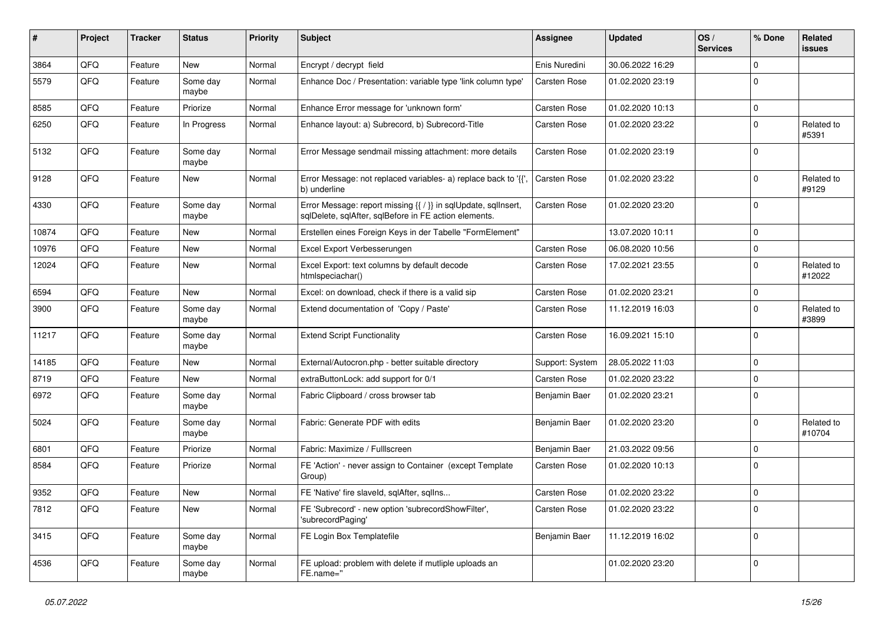| # | Project | Tracker | Status | Priority | Subject | Assignee | Updated | OS / Services | % Done | Related issues |
|---|---|---|---|---|---|---|---|---|---|---|
| 3864 | QFQ | Feature | New | Normal | Encrypt / decrypt field | Enis Nuredini | 30.06.2022 16:29 | | 0 | |
| 5579 | QFQ | Feature | Some day maybe | Normal | Enhance Doc / Presentation: variable type 'link column type' | Carsten Rose | 01.02.2020 23:19 | | 0 | |
| 8585 | QFQ | Feature | Priorize | Normal | Enhance Error message for 'unknown form' | Carsten Rose | 01.02.2020 10:13 | | 0 | |
| 6250 | QFQ | Feature | In Progress | Normal | Enhance layout: a) Subrecord, b) Subrecord-Title | Carsten Rose | 01.02.2020 23:22 | | 0 | Related to #5391 |
| 5132 | QFQ | Feature | Some day maybe | Normal | Error Message sendmail missing attachment: more details | Carsten Rose | 01.02.2020 23:19 | | 0 | |
| 9128 | QFQ | Feature | New | Normal | Error Message: not replaced variables- a) replace back to '{{', b) underline | Carsten Rose | 01.02.2020 23:22 | | 0 | Related to #9129 |
| 4330 | QFQ | Feature | Some day maybe | Normal | Error Message: report missing {{ / }} in sqlUpdate, sqlInsert, sqlDelete, sqlAfter, sqlBefore in FE action elements. | Carsten Rose | 01.02.2020 23:20 | | 0 | |
| 10874 | QFQ | Feature | New | Normal | Erstellen eines Foreign Keys in der Tabelle "FormElement" | | 13.07.2020 10:11 | | 0 | |
| 10976 | QFQ | Feature | New | Normal | Excel Export Verbesserungen | Carsten Rose | 06.08.2020 10:56 | | 0 | |
| 12024 | QFQ | Feature | New | Normal | Excel Export: text columns by default decode htmlspeciachar() | Carsten Rose | 17.02.2021 23:55 | | 0 | Related to #12022 |
| 6594 | QFQ | Feature | New | Normal | Excel: on download, check if there is a valid sip | Carsten Rose | 01.02.2020 23:21 | | 0 | |
| 3900 | QFQ | Feature | Some day maybe | Normal | Extend documentation of 'Copy / Paste' | Carsten Rose | 11.12.2019 16:03 | | 0 | Related to #3899 |
| 11217 | QFQ | Feature | Some day maybe | Normal | Extend Script Functionality | Carsten Rose | 16.09.2021 15:10 | | 0 | |
| 14185 | QFQ | Feature | New | Normal | External/Autocron.php - better suitable directory | Support: System | 28.05.2022 11:03 | | 0 | |
| 8719 | QFQ | Feature | New | Normal | extraButtonLock: add support for 0/1 | Carsten Rose | 01.02.2020 23:22 | | 0 | |
| 6972 | QFQ | Feature | Some day maybe | Normal | Fabric Clipboard / cross browser tab | Benjamin Baer | 01.02.2020 23:21 | | 0 | |
| 5024 | QFQ | Feature | Some day maybe | Normal | Fabric: Generate PDF with edits | Benjamin Baer | 01.02.2020 23:20 | | 0 | Related to #10704 |
| 6801 | QFQ | Feature | Priorize | Normal | Fabric: Maximize / Fulllscreen | Benjamin Baer | 21.03.2022 09:56 | | 0 | |
| 8584 | QFQ | Feature | Priorize | Normal | FE 'Action' - never assign to Container (except Template Group) | Carsten Rose | 01.02.2020 10:13 | | 0 | |
| 9352 | QFQ | Feature | New | Normal | FE 'Native' fire slaveId, sqlAfter, sqlIns... | Carsten Rose | 01.02.2020 23:22 | | 0 | |
| 7812 | QFQ | Feature | New | Normal | FE 'Subrecord' - new option 'subrecordShowFilter', 'subrecordPaging' | Carsten Rose | 01.02.2020 23:22 | | 0 | |
| 3415 | QFQ | Feature | Some day maybe | Normal | FE Login Box Templatefile | Benjamin Baer | 11.12.2019 16:02 | | 0 | |
| 4536 | QFQ | Feature | Some day maybe | Normal | FE upload: problem with delete if mutliple uploads an FE.name=" | | 01.02.2020 23:20 | | 0 | |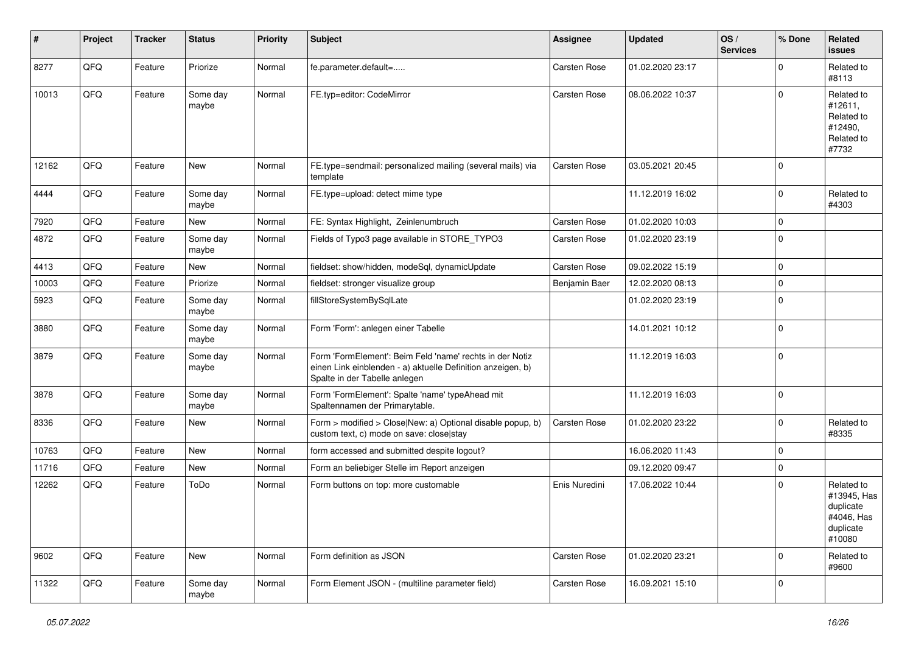| # | Project | Tracker | Status | Priority | Subject | Assignee | Updated | OS / Services | % Done | Related issues |
|---|---|---|---|---|---|---|---|---|---|---|
| 8277 | QFQ | Feature | Priorize | Normal | fe.parameter.default=..... | Carsten Rose | 01.02.2020 23:17 | | 0 | Related to #8113 |
| 10013 | QFQ | Feature | Some day maybe | Normal | FE.typ=editor: CodeMirror | Carsten Rose | 08.06.2022 10:37 | | 0 | Related to #12611, Related to #12490, Related to #7732 |
| 12162 | QFQ | Feature | New | Normal | FE.type=sendmail: personalized mailing (several mails) via template | Carsten Rose | 03.05.2021 20:45 | | 0 | |
| 4444 | QFQ | Feature | Some day maybe | Normal | FE.type=upload: detect mime type | | 11.12.2019 16:02 | | 0 | Related to #4303 |
| 7920 | QFQ | Feature | New | Normal | FE: Syntax Highlight, Zeilenumbruch | Carsten Rose | 01.02.2020 10:03 | | 0 | |
| 4872 | QFQ | Feature | Some day maybe | Normal | Fields of Typo3 page available in STORE_TYPO3 | Carsten Rose | 01.02.2020 23:19 | | 0 | |
| 4413 | QFQ | Feature | New | Normal | fieldset: show/hidden, modeSql, dynamicUpdate | Carsten Rose | 09.02.2022 15:19 | | 0 | |
| 10003 | QFQ | Feature | Priorize | Normal | fieldset: stronger visualize group | Benjamin Baer | 12.02.2020 08:13 | | 0 | |
| 5923 | QFQ | Feature | Some day maybe | Normal | fillStoreSystemBySqlLate | | 01.02.2020 23:19 | | 0 | |
| 3880 | QFQ | Feature | Some day maybe | Normal | Form 'Form': anlegen einer Tabelle | | 14.01.2021 10:12 | | 0 | |
| 3879 | QFQ | Feature | Some day maybe | Normal | Form 'FormElement': Beim Feld 'name' rechts in der Notiz einen Link einblenden - a) aktuelle Definition anzeigen, b) Spalte in der Tabelle anlegen | | 11.12.2019 16:03 | | 0 | |
| 3878 | QFQ | Feature | Some day maybe | Normal | Form 'FormElement': Spalte 'name' typeAhead mit Spaltennamen der Primarytable. | | 11.12.2019 16:03 | | 0 | |
| 8336 | QFQ | Feature | New | Normal | Form > modified > Close\|New: a) Optional disable popup, b) custom text, c) mode on save: close\|stay | Carsten Rose | 01.02.2020 23:22 | | 0 | Related to #8335 |
| 10763 | QFQ | Feature | New | Normal | form accessed and submitted despite logout? | | 16.06.2020 11:43 | | 0 | |
| 11716 | QFQ | Feature | New | Normal | Form an beliebiger Stelle im Report anzeigen | | 09.12.2020 09:47 | | 0 | |
| 12262 | QFQ | Feature | ToDo | Normal | Form buttons on top: more customable | Enis Nuredini | 17.06.2022 10:44 | | 0 | Related to #13945, Has duplicate #4046, Has duplicate #10080 |
| 9602 | QFQ | Feature | New | Normal | Form definition as JSON | Carsten Rose | 01.02.2020 23:21 | | 0 | Related to #9600 |
| 11322 | QFQ | Feature | Some day maybe | Normal | Form Element JSON - (multiline parameter field) | Carsten Rose | 16.09.2021 15:10 | | 0 | |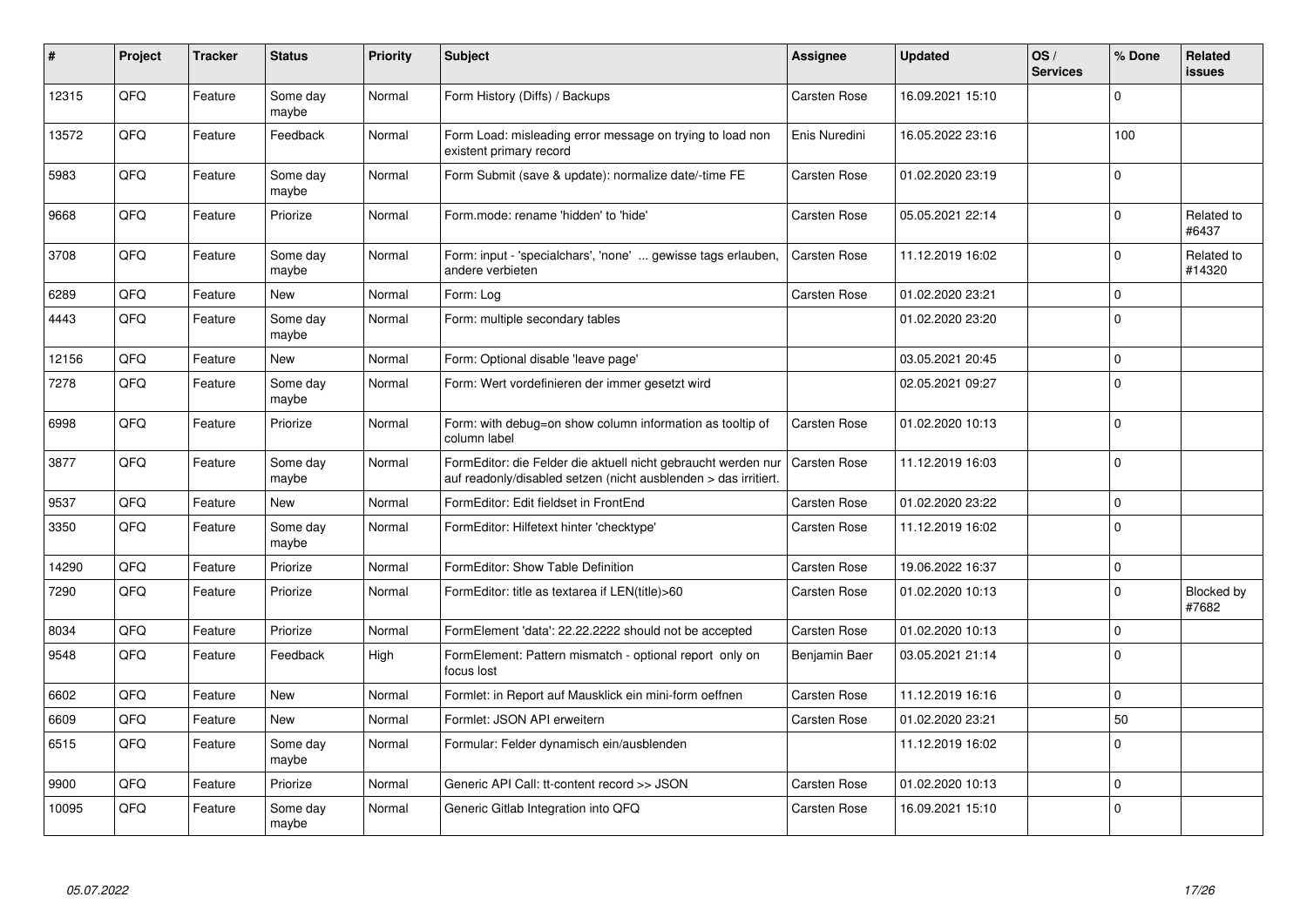| # | Project | Tracker | Status | Priority | Subject | Assignee | Updated | OS / Services | % Done | Related issues |
|---|---|---|---|---|---|---|---|---|---|---|
| 12315 | QFQ | Feature | Some day maybe | Normal | Form History (Diffs) / Backups | Carsten Rose | 16.09.2021 15:10 | | 0 | |
| 13572 | QFQ | Feature | Feedback | Normal | Form Load: misleading error message on trying to load non existent primary record | Enis Nuredini | 16.05.2022 23:16 | | 100 | |
| 5983 | QFQ | Feature | Some day maybe | Normal | Form Submit (save & update): normalize date/-time FE | Carsten Rose | 01.02.2020 23:19 | | 0 | |
| 9668 | QFQ | Feature | Priorize | Normal | Form.mode: rename 'hidden' to 'hide' | Carsten Rose | 05.05.2021 22:14 | | 0 | Related to #6437 |
| 3708 | QFQ | Feature | Some day maybe | Normal | Form: input - 'specialchars', 'none' ... gewisse tags erlauben, andere verbieten | Carsten Rose | 11.12.2019 16:02 | | 0 | Related to #14320 |
| 6289 | QFQ | Feature | New | Normal | Form: Log | Carsten Rose | 01.02.2020 23:21 | | 0 | |
| 4443 | QFQ | Feature | Some day maybe | Normal | Form: multiple secondary tables | | 01.02.2020 23:20 | | 0 | |
| 12156 | QFQ | Feature | New | Normal | Form: Optional disable 'leave page' | | 03.05.2021 20:45 | | 0 | |
| 7278 | QFQ | Feature | Some day maybe | Normal | Form: Wert vordefinieren der immer gesetzt wird | | 02.05.2021 09:27 | | 0 | |
| 6998 | QFQ | Feature | Priorize | Normal | Form: with debug=on show column information as tooltip of column label | Carsten Rose | 01.02.2020 10:13 | | 0 | |
| 3877 | QFQ | Feature | Some day maybe | Normal | FormEditor: die Felder die aktuell nicht gebraucht werden nur auf readonly/disabled setzen (nicht ausblenden > das irritiert. | Carsten Rose | 11.12.2019 16:03 | | 0 | |
| 9537 | QFQ | Feature | New | Normal | FormEditor: Edit fieldset in FrontEnd | Carsten Rose | 01.02.2020 23:22 | | 0 | |
| 3350 | QFQ | Feature | Some day maybe | Normal | FormEditor: Hilfetext hinter 'checktype' | Carsten Rose | 11.12.2019 16:02 | | 0 | |
| 14290 | QFQ | Feature | Priorize | Normal | FormEditor: Show Table Definition | Carsten Rose | 19.06.2022 16:37 | | 0 | |
| 7290 | QFQ | Feature | Priorize | Normal | FormEditor: title as textarea if LEN(title)>60 | Carsten Rose | 01.02.2020 10:13 | | 0 | Blocked by #7682 |
| 8034 | QFQ | Feature | Priorize | Normal | FormElement 'data': 22.22.2222 should not be accepted | Carsten Rose | 01.02.2020 10:13 | | 0 | |
| 9548 | QFQ | Feature | Feedback | High | FormElement: Pattern mismatch - optional report only on focus lost | Benjamin Baer | 03.05.2021 21:14 | | 0 | |
| 6602 | QFQ | Feature | New | Normal | Formlet: in Report auf Mausklick ein mini-form oeffnen | Carsten Rose | 11.12.2019 16:16 | | 0 | |
| 6609 | QFQ | Feature | New | Normal | Formlet: JSON API erweitern | Carsten Rose | 01.02.2020 23:21 | | 50 | |
| 6515 | QFQ | Feature | Some day maybe | Normal | Formular: Felder dynamisch ein/ausblenden | | 11.12.2019 16:02 | | 0 | |
| 9900 | QFQ | Feature | Priorize | Normal | Generic API Call: tt-content record >> JSON | Carsten Rose | 01.02.2020 10:13 | | 0 | |
| 10095 | QFQ | Feature | Some day maybe | Normal | Generic Gitlab Integration into QFQ | Carsten Rose | 16.09.2021 15:10 | | 0 | |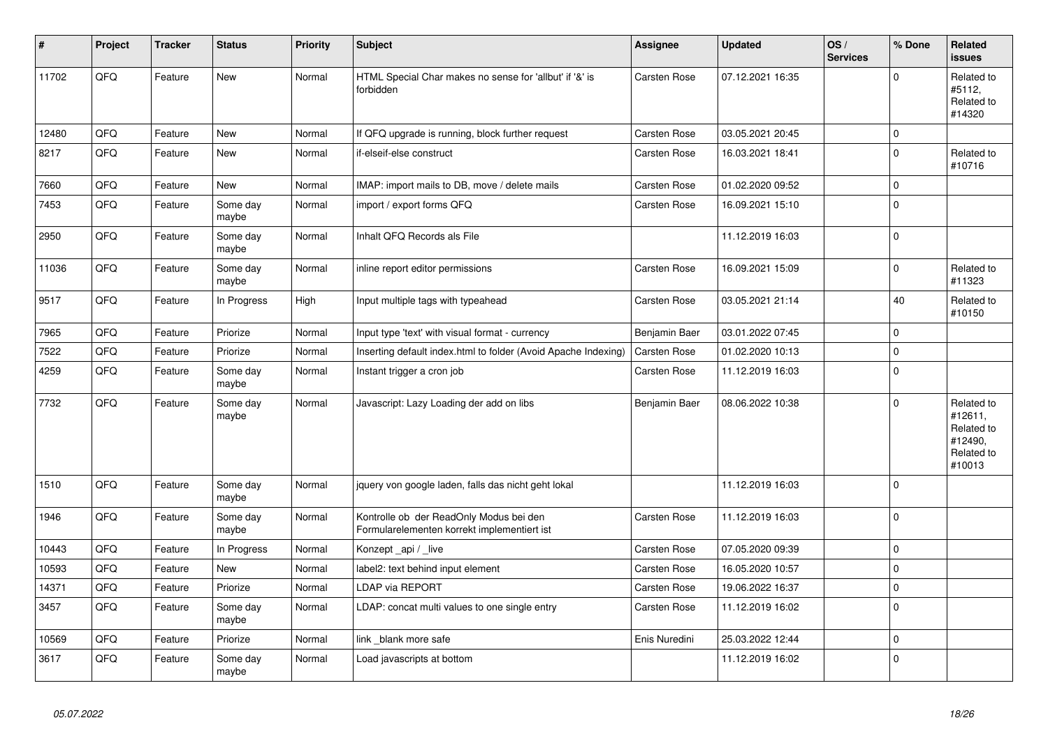| # | Project | Tracker | Status | Priority | Subject | Assignee | Updated | OS / Services | % Done | Related issues |
|---|---|---|---|---|---|---|---|---|---|---|
| 11702 | QFQ | Feature | New | Normal | HTML Special Char makes no sense for 'allbut' if '&' is forbidden | Carsten Rose | 07.12.2021 16:35 | | 0 | Related to #5112, Related to #14320 |
| 12480 | QFQ | Feature | New | Normal | If QFQ upgrade is running, block further request | Carsten Rose | 03.05.2021 20:45 | | 0 | |
| 8217 | QFQ | Feature | New | Normal | if-elseif-else construct | Carsten Rose | 16.03.2021 18:41 | | 0 | Related to #10716 |
| 7660 | QFQ | Feature | New | Normal | IMAP: import mails to DB, move / delete mails | Carsten Rose | 01.02.2020 09:52 | | 0 | |
| 7453 | QFQ | Feature | Some day maybe | Normal | import / export forms QFQ | Carsten Rose | 16.09.2021 15:10 | | 0 | |
| 2950 | QFQ | Feature | Some day maybe | Normal | Inhalt QFQ Records als File | | 11.12.2019 16:03 | | 0 | |
| 11036 | QFQ | Feature | Some day maybe | Normal | inline report editor permissions | Carsten Rose | 16.09.2021 15:09 | | 0 | Related to #11323 |
| 9517 | QFQ | Feature | In Progress | High | Input multiple tags with typeahead | Carsten Rose | 03.05.2021 21:14 | | 40 | Related to #10150 |
| 7965 | QFQ | Feature | Priorize | Normal | Input type 'text' with visual format - currency | Benjamin Baer | 03.01.2022 07:45 | | 0 | |
| 7522 | QFQ | Feature | Priorize | Normal | Inserting default index.html to folder (Avoid Apache Indexing) | Carsten Rose | 01.02.2020 10:13 | | 0 | |
| 4259 | QFQ | Feature | Some day maybe | Normal | Instant trigger a cron job | Carsten Rose | 11.12.2019 16:03 | | 0 | |
| 7732 | QFQ | Feature | Some day maybe | Normal | Javascript: Lazy Loading der add on libs | Benjamin Baer | 08.06.2022 10:38 | | 0 | Related to #12611, Related to #12490, Related to #10013 |
| 1510 | QFQ | Feature | Some day maybe | Normal | jquery von google laden, falls das nicht geht lokal | | 11.12.2019 16:03 | | 0 | |
| 1946 | QFQ | Feature | Some day maybe | Normal | Kontrolle ob der ReadOnly Modus bei den Formularelementen korrekt implementiert ist | Carsten Rose | 11.12.2019 16:03 | | 0 | |
| 10443 | QFQ | Feature | In Progress | Normal | Konzept _api / _live | Carsten Rose | 07.05.2020 09:39 | | 0 | |
| 10593 | QFQ | Feature | New | Normal | label2: text behind input element | Carsten Rose | 16.05.2020 10:57 | | 0 | |
| 14371 | QFQ | Feature | Priorize | Normal | LDAP via REPORT | Carsten Rose | 19.06.2022 16:37 | | 0 | |
| 3457 | QFQ | Feature | Some day maybe | Normal | LDAP: concat multi values to one single entry | Carsten Rose | 11.12.2019 16:02 | | 0 | |
| 10569 | QFQ | Feature | Priorize | Normal | link _blank more safe | Enis Nuredini | 25.03.2022 12:44 | | 0 | |
| 3617 | QFQ | Feature | Some day maybe | Normal | Load javascripts at bottom | | 11.12.2019 16:02 | | 0 | |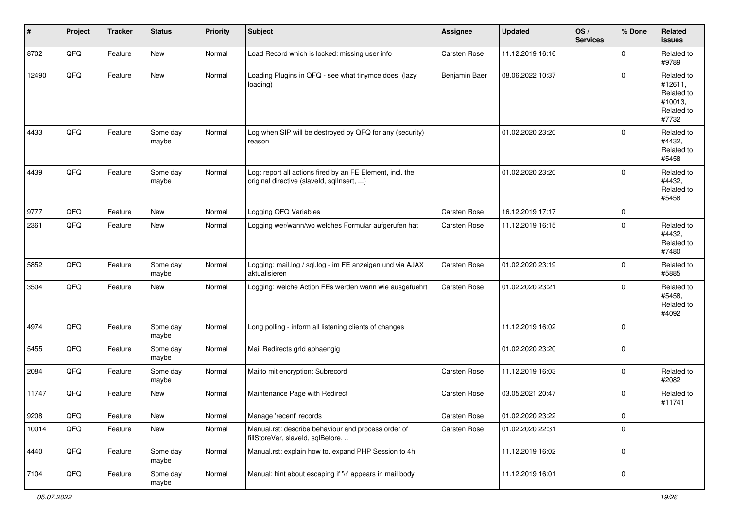| # | Project | Tracker | Status | Priority | Subject | Assignee | Updated | OS / Services | % Done | Related issues |
|---|---|---|---|---|---|---|---|---|---|---|
| 8702 | QFQ | Feature | New | Normal | Load Record which is locked: missing user info | Carsten Rose | 11.12.2019 16:16 | | 0 | Related to #9789 |
| 12490 | QFQ | Feature | New | Normal | Loading Plugins in QFQ - see what tinymce does. (lazy loading) | Benjamin Baer | 08.06.2022 10:37 | | 0 | Related to #12611, Related to #10013, Related to #7732 |
| 4433 | QFQ | Feature | Some day maybe | Normal | Log when SIP will be destroyed by QFQ for any (security) reason | | 01.02.2020 23:20 | | 0 | Related to #4432, Related to #5458 |
| 4439 | QFQ | Feature | Some day maybe | Normal | Log: report all actions fired by an FE Element, incl. the original directive (slaveId, sqlInsert, ...) | | 01.02.2020 23:20 | | 0 | Related to #4432, Related to #5458 |
| 9777 | QFQ | Feature | New | Normal | Logging QFQ Variables | Carsten Rose | 16.12.2019 17:17 | | 0 | |
| 2361 | QFQ | Feature | New | Normal | Logging wer/wann/wo welches Formular aufgerufen hat | Carsten Rose | 11.12.2019 16:15 | | 0 | Related to #4432, Related to #7480 |
| 5852 | QFQ | Feature | Some day maybe | Normal | Logging: mail.log / sql.log - im FE anzeigen und via AJAX aktualisieren | Carsten Rose | 01.02.2020 23:19 | | 0 | Related to #5885 |
| 3504 | QFQ | Feature | New | Normal | Logging: welche Action FEs werden wann wie ausgefuehrt | Carsten Rose | 01.02.2020 23:21 | | 0 | Related to #5458, Related to #4092 |
| 4974 | QFQ | Feature | Some day maybe | Normal | Long polling - inform all listening clients of changes | | 11.12.2019 16:02 | | 0 | |
| 5455 | QFQ | Feature | Some day maybe | Normal | Mail Redirects grId abhaengig | | 01.02.2020 23:20 | | 0 | |
| 2084 | QFQ | Feature | Some day maybe | Normal | Mailto mit encryption: Subrecord | Carsten Rose | 11.12.2019 16:03 | | 0 | Related to #2082 |
| 11747 | QFQ | Feature | New | Normal | Maintenance Page with Redirect | Carsten Rose | 03.05.2021 20:47 | | 0 | Related to #11741 |
| 9208 | QFQ | Feature | New | Normal | Manage 'recent' records | Carsten Rose | 01.02.2020 23:22 | | 0 | |
| 10014 | QFQ | Feature | New | Normal | Manual.rst: describe behaviour and process order of fillStoreVar, slaveId, sqlBefore, .. | Carsten Rose | 01.02.2020 22:31 | | 0 | |
| 4440 | QFQ | Feature | Some day maybe | Normal | Manual.rst: explain how to. expand PHP Session to 4h | | 11.12.2019 16:02 | | 0 | |
| 7104 | QFQ | Feature | Some day maybe | Normal | Manual: hint about escaping if '\r' appears in mail body | | 11.12.2019 16:01 | | 0 | |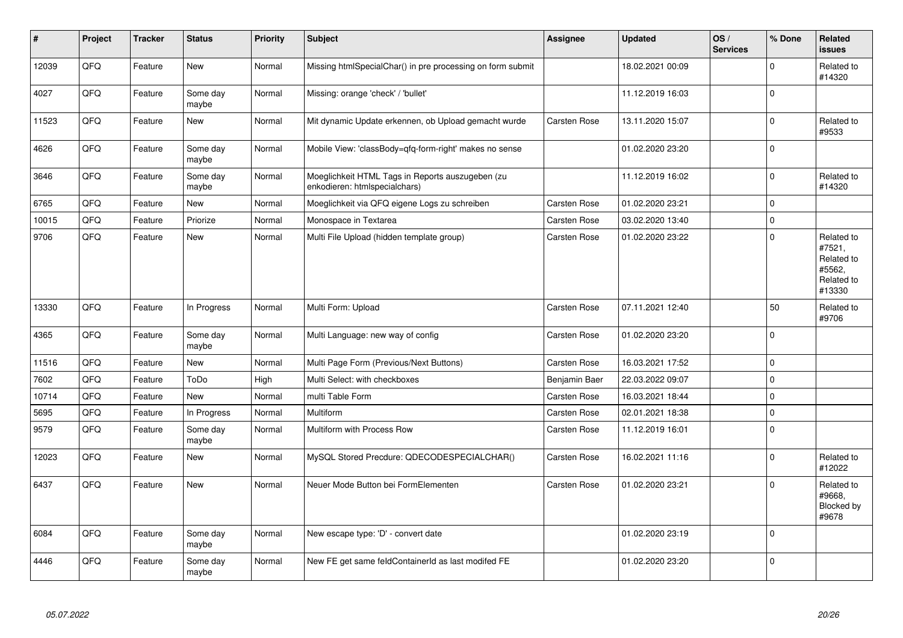| # | Project | Tracker | Status | Priority | Subject | Assignee | Updated | OS / Services | % Done | Related issues |
|---|---|---|---|---|---|---|---|---|---|---|
| 12039 | QFQ | Feature | New | Normal | Missing htmlSpecialChar() in pre processing on form submit | | 18.02.2021 00:09 | | 0 | Related to #14320 |
| 4027 | QFQ | Feature | Some day maybe | Normal | Missing: orange 'check' / 'bullet' | | 11.12.2019 16:03 | | 0 | |
| 11523 | QFQ | Feature | New | Normal | Mit dynamic Update erkennen, ob Upload gemacht wurde | Carsten Rose | 13.11.2020 15:07 | | 0 | Related to #9533 |
| 4626 | QFQ | Feature | Some day maybe | Normal | Mobile View: 'classBody=qfq-form-right' makes no sense | | 01.02.2020 23:20 | | 0 | |
| 3646 | QFQ | Feature | Some day maybe | Normal | Moeglichkeit HTML Tags in Reports auszugeben (zu enkodieren: htmlspecialchars) | | 11.12.2019 16:02 | | 0 | Related to #14320 |
| 6765 | QFQ | Feature | New | Normal | Moeglichkeit via QFQ eigene Logs zu schreiben | Carsten Rose | 01.02.2020 23:21 | | 0 | |
| 10015 | QFQ | Feature | Priorize | Normal | Monospace in Textarea | Carsten Rose | 03.02.2020 13:40 | | 0 | |
| 9706 | QFQ | Feature | New | Normal | Multi File Upload (hidden template group) | Carsten Rose | 01.02.2020 23:22 | | 0 | Related to #7521, Related to #5562, Related to #13330 |
| 13330 | QFQ | Feature | In Progress | Normal | Multi Form: Upload | Carsten Rose | 07.11.2021 12:40 | | 50 | Related to #9706 |
| 4365 | QFQ | Feature | Some day maybe | Normal | Multi Language: new way of config | Carsten Rose | 01.02.2020 23:20 | | 0 | |
| 11516 | QFQ | Feature | New | Normal | Multi Page Form (Previous/Next Buttons) | Carsten Rose | 16.03.2021 17:52 | | 0 | |
| 7602 | QFQ | Feature | ToDo | High | Multi Select: with checkboxes | Benjamin Baer | 22.03.2022 09:07 | | 0 | |
| 10714 | QFQ | Feature | New | Normal | multi Table Form | Carsten Rose | 16.03.2021 18:44 | | 0 | |
| 5695 | QFQ | Feature | In Progress | Normal | Multiform | Carsten Rose | 02.01.2021 18:38 | | 0 | |
| 9579 | QFQ | Feature | Some day maybe | Normal | Multiform with Process Row | Carsten Rose | 11.12.2019 16:01 | | 0 | |
| 12023 | QFQ | Feature | New | Normal | MySQL Stored Precdure: QDECODESPECIALCHAR() | Carsten Rose | 16.02.2021 11:16 | | 0 | Related to #12022 |
| 6437 | QFQ | Feature | New | Normal | Neuer Mode Button bei FormElementen | Carsten Rose | 01.02.2020 23:21 | | 0 | Related to #9668, Blocked by #9678 |
| 6084 | QFQ | Feature | Some day maybe | Normal | New escape type: 'D' - convert date | | 01.02.2020 23:19 | | 0 | |
| 4446 | QFQ | Feature | Some day maybe | Normal | New FE get same feldContainerId as last modifed FE | | 01.02.2020 23:20 | | 0 | |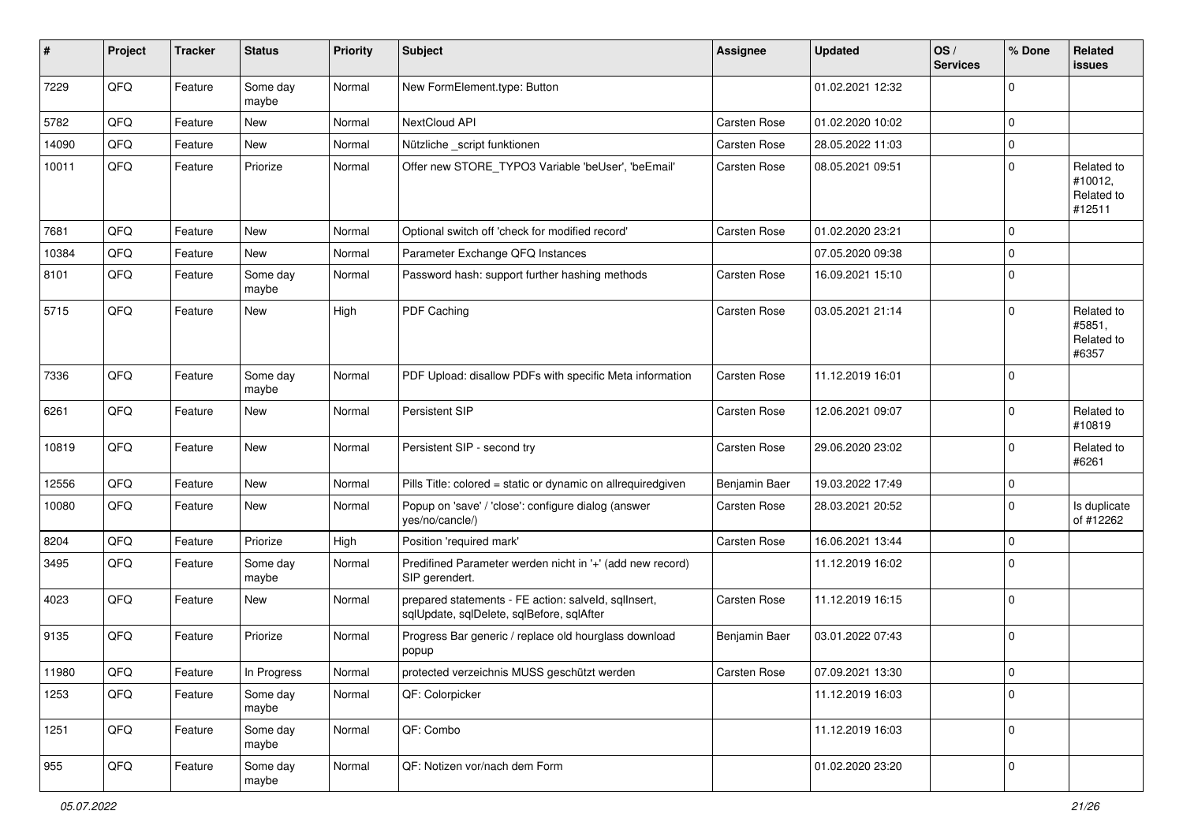| # | Project | Tracker | Status | Priority | Subject | Assignee | Updated | OS / Services | % Done | Related issues |
|---|---|---|---|---|---|---|---|---|---|---|
| 7229 | QFQ | Feature | Some day maybe | Normal | New FormElement.type: Button | | 01.02.2021 12:32 | | 0 | |
| 5782 | QFQ | Feature | New | Normal | NextCloud API | Carsten Rose | 01.02.2020 10:02 | | 0 | |
| 14090 | QFQ | Feature | New | Normal | Nützliche _script funktionen | Carsten Rose | 28.05.2022 11:03 | | 0 | |
| 10011 | QFQ | Feature | Priorize | Normal | Offer new STORE_TYPO3 Variable 'beUser', 'beEmail' | Carsten Rose | 08.05.2021 09:51 | | 0 | Related to #10012, Related to #12511 |
| 7681 | QFQ | Feature | New | Normal | Optional switch off 'check for modified record' | Carsten Rose | 01.02.2020 23:21 | | 0 | |
| 10384 | QFQ | Feature | New | Normal | Parameter Exchange QFQ Instances | | 07.05.2020 09:38 | | 0 | |
| 8101 | QFQ | Feature | Some day maybe | Normal | Password hash: support further hashing methods | Carsten Rose | 16.09.2021 15:10 | | 0 | |
| 5715 | QFQ | Feature | New | High | PDF Caching | Carsten Rose | 03.05.2021 21:14 | | 0 | Related to #5851, Related to #6357 |
| 7336 | QFQ | Feature | Some day maybe | Normal | PDF Upload: disallow PDFs with specific Meta information | Carsten Rose | 11.12.2019 16:01 | | 0 | |
| 6261 | QFQ | Feature | New | Normal | Persistent SIP | Carsten Rose | 12.06.2021 09:07 | | 0 | Related to #10819 |
| 10819 | QFQ | Feature | New | Normal | Persistent SIP - second try | Carsten Rose | 29.06.2020 23:02 | | 0 | Related to #6261 |
| 12556 | QFQ | Feature | New | Normal | Pills Title: colored = static or dynamic on allrequiredgiven | Benjamin Baer | 19.03.2022 17:49 | | 0 | |
| 10080 | QFQ | Feature | New | Normal | Popup on 'save' / 'close': configure dialog (answer yes/no/cancle/) | Carsten Rose | 28.03.2021 20:52 | | 0 | Is duplicate of #12262 |
| 8204 | QFQ | Feature | Priorize | High | Position 'required mark' | Carsten Rose | 16.06.2021 13:44 | | 0 | |
| 3495 | QFQ | Feature | Some day maybe | Normal | Predifined Parameter werden nicht in '+' (add new record) SIP gerendert. | | 11.12.2019 16:02 | | 0 | |
| 4023 | QFQ | Feature | New | Normal | prepared statements - FE action: salveId, sqlInsert, sqlUpdate, sqlDelete, sqlBefore, sqlAfter | Carsten Rose | 11.12.2019 16:15 | | 0 | |
| 9135 | QFQ | Feature | Priorize | Normal | Progress Bar generic / replace old hourglass download popup | Benjamin Baer | 03.01.2022 07:43 | | 0 | |
| 11980 | QFQ | Feature | In Progress | Normal | protected verzeichnis MUSS geschützt werden | Carsten Rose | 07.09.2021 13:30 | | 0 | |
| 1253 | QFQ | Feature | Some day maybe | Normal | QF: Colorpicker | | 11.12.2019 16:03 | | 0 | |
| 1251 | QFQ | Feature | Some day maybe | Normal | QF: Combo | | 11.12.2019 16:03 | | 0 | |
| 955 | QFQ | Feature | Some day maybe | Normal | QF: Notizen vor/nach dem Form | | 01.02.2020 23:20 | | 0 | |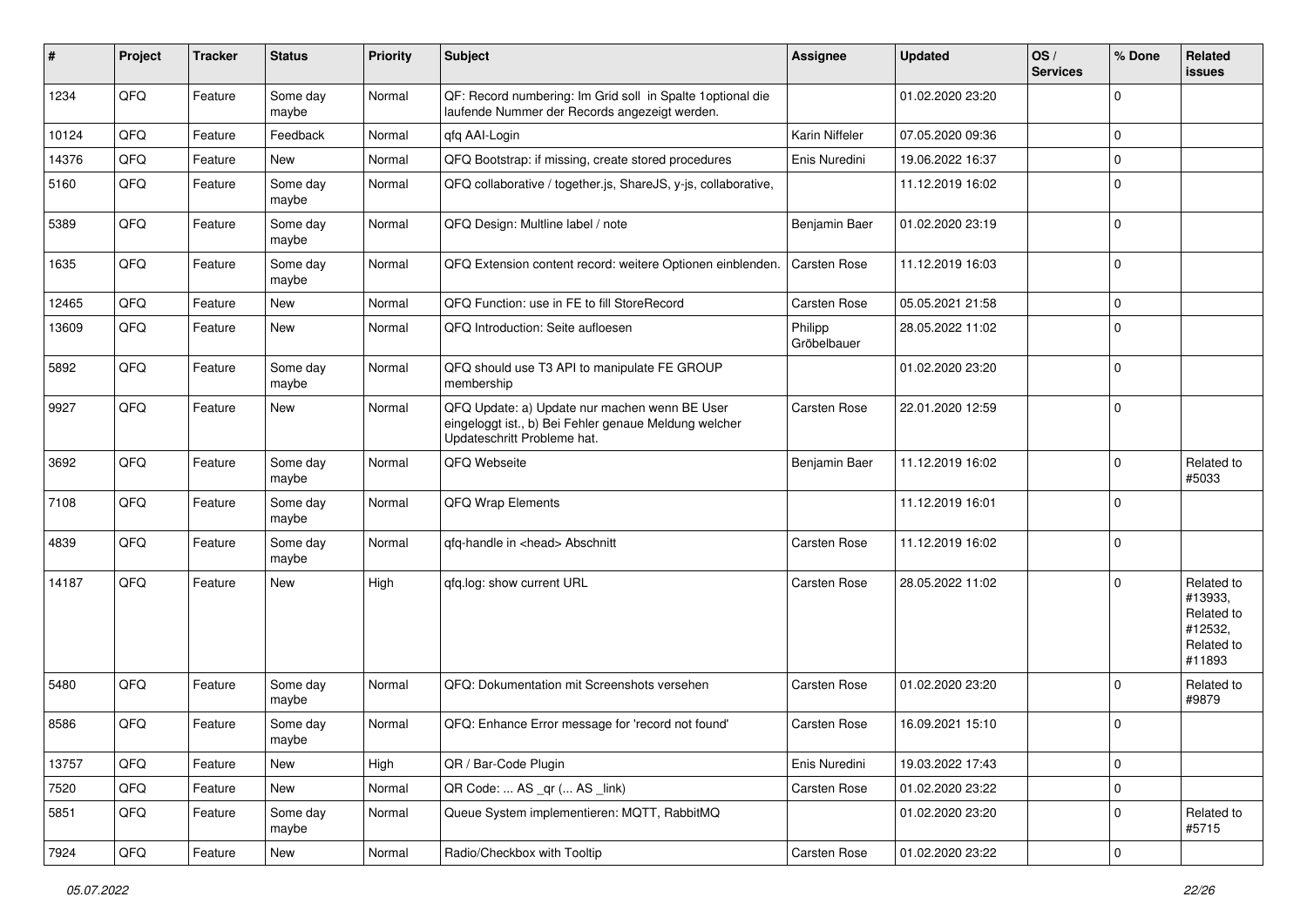| # | Project | Tracker | Status | Priority | Subject | Assignee | Updated | OS / Services | % Done | Related issues |
|---|---|---|---|---|---|---|---|---|---|---|
| 1234 | QFQ | Feature | Some day maybe | Normal | QF: Record numbering: Im Grid soll in Spalte 1optional die laufende Nummer der Records angezeigt werden. | | 01.02.2020 23:20 | | 0 | |
| 10124 | QFQ | Feature | Feedback | Normal | qfq AAI-Login | Karin Niffeler | 07.05.2020 09:36 | | 0 | |
| 14376 | QFQ | Feature | New | Normal | QFQ Bootstrap: if missing, create stored procedures | Enis Nuredini | 19.06.2022 16:37 | | 0 | |
| 5160 | QFQ | Feature | Some day maybe | Normal | QFQ collaborative / together.js, ShareJS, y-js, collaborative, | | 11.12.2019 16:02 | | 0 | |
| 5389 | QFQ | Feature | Some day maybe | Normal | QFQ Design: Multline label / note | Benjamin Baer | 01.02.2020 23:19 | | 0 | |
| 1635 | QFQ | Feature | Some day maybe | Normal | QFQ Extension content record: weitere Optionen einblenden. | Carsten Rose | 11.12.2019 16:03 | | 0 | |
| 12465 | QFQ | Feature | New | Normal | QFQ Function: use in FE to fill StoreRecord | Carsten Rose | 05.05.2021 21:58 | | 0 | |
| 13609 | QFQ | Feature | New | Normal | QFQ Introduction: Seite aufloesen | Philipp Gröbelbauer | 28.05.2022 11:02 | | 0 | |
| 5892 | QFQ | Feature | Some day maybe | Normal | QFQ should use T3 API to manipulate FE GROUP membership | | 01.02.2020 23:20 | | 0 | |
| 9927 | QFQ | Feature | New | Normal | QFQ Update: a) Update nur machen wenn BE User eingeloggt ist., b) Bei Fehler genaue Meldung welcher Updateschritt Probleme hat. | Carsten Rose | 22.01.2020 12:59 | | 0 | |
| 3692 | QFQ | Feature | Some day maybe | Normal | QFQ Webseite | Benjamin Baer | 11.12.2019 16:02 | | 0 | Related to #5033 |
| 7108 | QFQ | Feature | Some day maybe | Normal | QFQ Wrap Elements | | 11.12.2019 16:01 | | 0 | |
| 4839 | QFQ | Feature | Some day maybe | Normal | qfq-handle in <head> Abschnitt | Carsten Rose | 11.12.2019 16:02 | | 0 | |
| 14187 | QFQ | Feature | New | High | qfq.log: show current URL | Carsten Rose | 28.05.2022 11:02 | | 0 | Related to #13933, Related to #12532, Related to #11893 |
| 5480 | QFQ | Feature | Some day maybe | Normal | QFQ: Dokumentation mit Screenshots versehen | Carsten Rose | 01.02.2020 23:20 | | 0 | Related to #9879 |
| 8586 | QFQ | Feature | Some day maybe | Normal | QFQ: Enhance Error message for 'record not found' | Carsten Rose | 16.09.2021 15:10 | | 0 | |
| 13757 | QFQ | Feature | New | High | QR / Bar-Code Plugin | Enis Nuredini | 19.03.2022 17:43 | | 0 | |
| 7520 | QFQ | Feature | New | Normal | QR Code: ... AS _qr (... AS _link) | Carsten Rose | 01.02.2020 23:22 | | 0 | |
| 5851 | QFQ | Feature | Some day maybe | Normal | Queue System implementieren: MQTT, RabbitMQ | | 01.02.2020 23:20 | | 0 | Related to #5715 |
| 7924 | QFQ | Feature | New | Normal | Radio/Checkbox with Tooltip | Carsten Rose | 01.02.2020 23:22 | | 0 | |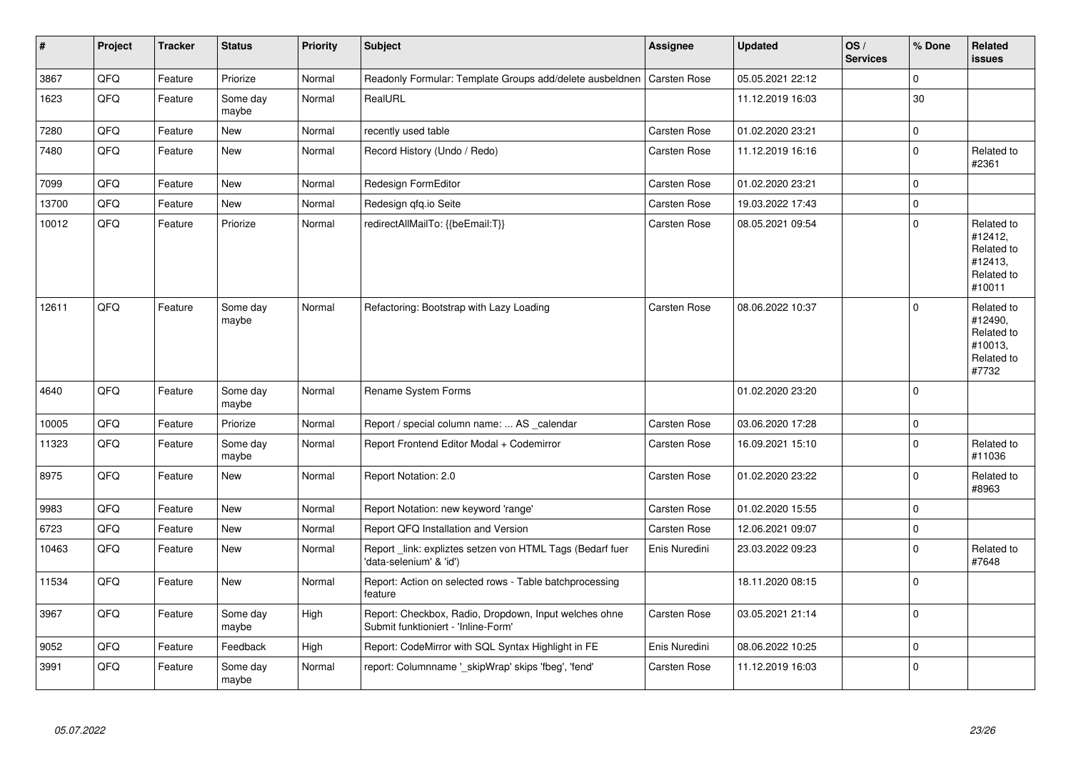| # | Project | Tracker | Status | Priority | Subject | Assignee | Updated | OS / Services | % Done | Related issues |
|---|---|---|---|---|---|---|---|---|---|---|
| 3867 | QFQ | Feature | Priorize | Normal | Readonly Formular: Template Groups add/delete ausbeldnen | Carsten Rose | 05.05.2021 22:12 | | 0 | |
| 1623 | QFQ | Feature | Some day maybe | Normal | RealURL | | 11.12.2019 16:03 | | 30 | |
| 7280 | QFQ | Feature | New | Normal | recently used table | Carsten Rose | 01.02.2020 23:21 | | 0 | |
| 7480 | QFQ | Feature | New | Normal | Record History (Undo / Redo) | Carsten Rose | 11.12.2019 16:16 | | 0 | Related to #2361 |
| 7099 | QFQ | Feature | New | Normal | Redesign FormEditor | Carsten Rose | 01.02.2020 23:21 | | 0 | |
| 13700 | QFQ | Feature | New | Normal | Redesign qfq.io Seite | Carsten Rose | 19.03.2022 17:43 | | 0 | |
| 10012 | QFQ | Feature | Priorize | Normal | redirectAllMailTo: {{beEmail:T}} | Carsten Rose | 08.05.2021 09:54 | | 0 | Related to #12412, Related to #12413, Related to #10011 |
| 12611 | QFQ | Feature | Some day maybe | Normal | Refactoring: Bootstrap with Lazy Loading | Carsten Rose | 08.06.2022 10:37 | | 0 | Related to #12490, Related to #10013, Related to #7732 |
| 4640 | QFQ | Feature | Some day maybe | Normal | Rename System Forms | | 01.02.2020 23:20 | | 0 | |
| 10005 | QFQ | Feature | Priorize | Normal | Report / special column name: ... AS _calendar | Carsten Rose | 03.06.2020 17:28 | | 0 | |
| 11323 | QFQ | Feature | Some day maybe | Normal | Report Frontend Editor Modal + Codemirror | Carsten Rose | 16.09.2021 15:10 | | 0 | Related to #11036 |
| 8975 | QFQ | Feature | New | Normal | Report Notation: 2.0 | Carsten Rose | 01.02.2020 23:22 | | 0 | Related to #8963 |
| 9983 | QFQ | Feature | New | Normal | Report Notation: new keyword 'range' | Carsten Rose | 01.02.2020 15:55 | | 0 | |
| 6723 | QFQ | Feature | New | Normal | Report QFQ Installation and Version | Carsten Rose | 12.06.2021 09:07 | | 0 | |
| 10463 | QFQ | Feature | New | Normal | Report _link: expliztes setzen von HTML Tags (Bedarf fuer 'data-selenium' & 'id') | Enis Nuredini | 23.03.2022 09:23 | | 0 | Related to #7648 |
| 11534 | QFQ | Feature | New | Normal | Report: Action on selected rows - Table batchprocessing feature | | 18.11.2020 08:15 | | 0 | |
| 3967 | QFQ | Feature | Some day maybe | High | Report: Checkbox, Radio, Dropdown, Input welches ohne Submit funktioniert - 'Inline-Form' | Carsten Rose | 03.05.2021 21:14 | | 0 | |
| 9052 | QFQ | Feature | Feedback | High | Report: CodeMirror with SQL Syntax Highlight in FE | Enis Nuredini | 08.06.2022 10:25 | | 0 | |
| 3991 | QFQ | Feature | Some day maybe | Normal | report: Columnname '_skipWrap' skips 'fbeg', 'fend' | Carsten Rose | 11.12.2019 16:03 | | 0 | |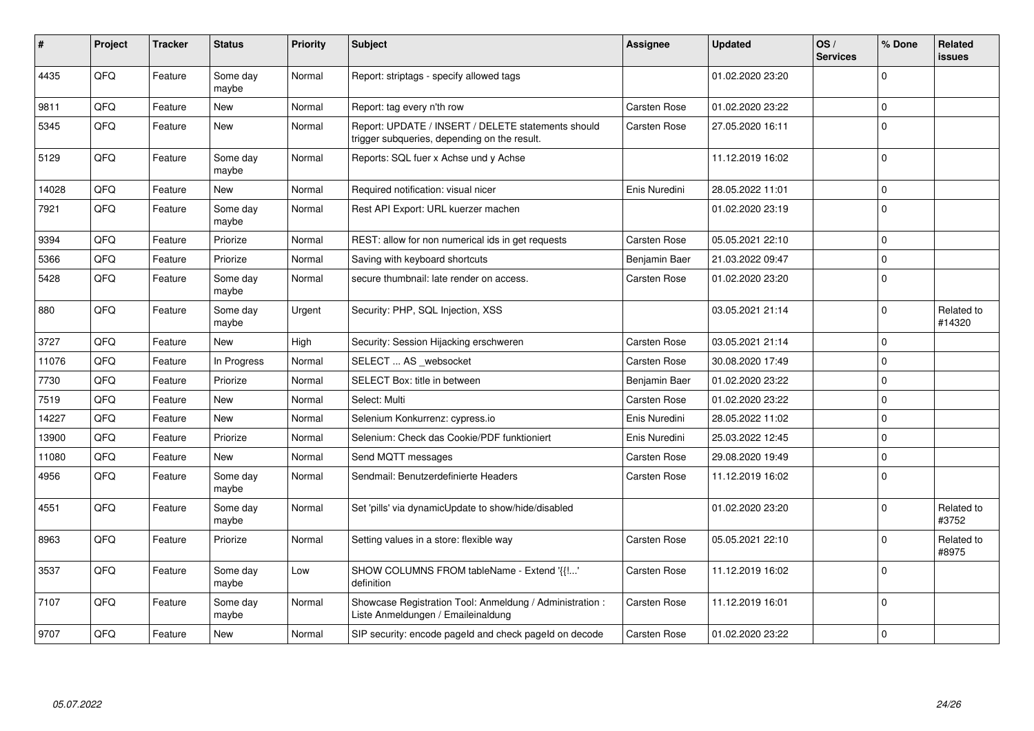| # | Project | Tracker | Status | Priority | Subject | Assignee | Updated | OS / Services | % Done | Related issues |
|---|---|---|---|---|---|---|---|---|---|---|
| 4435 | QFQ | Feature | Some day maybe | Normal | Report: striptags - specify allowed tags | | 01.02.2020 23:20 | | 0 | |
| 9811 | QFQ | Feature | New | Normal | Report: tag every n'th row | Carsten Rose | 01.02.2020 23:22 | | 0 | |
| 5345 | QFQ | Feature | New | Normal | Report: UPDATE / INSERT / DELETE statements should trigger subqueries, depending on the result. | Carsten Rose | 27.05.2020 16:11 | | 0 | |
| 5129 | QFQ | Feature | Some day maybe | Normal | Reports: SQL fuer x Achse und y Achse | | 11.12.2019 16:02 | | 0 | |
| 14028 | QFQ | Feature | New | Normal | Required notification: visual nicer | Enis Nuredini | 28.05.2022 11:01 | | 0 | |
| 7921 | QFQ | Feature | Some day maybe | Normal | Rest API Export: URL kuerzer machen | | 01.02.2020 23:19 | | 0 | |
| 9394 | QFQ | Feature | Priorize | Normal | REST: allow for non numerical ids in get requests | Carsten Rose | 05.05.2021 22:10 | | 0 | |
| 5366 | QFQ | Feature | Priorize | Normal | Saving with keyboard shortcuts | Benjamin Baer | 21.03.2022 09:47 | | 0 | |
| 5428 | QFQ | Feature | Some day maybe | Normal | secure thumbnail: late render on access. | Carsten Rose | 01.02.2020 23:20 | | 0 | |
| 880 | QFQ | Feature | Some day maybe | Urgent | Security: PHP, SQL Injection, XSS | | 03.05.2021 21:14 | | 0 | Related to #14320 |
| 3727 | QFQ | Feature | New | High | Security: Session Hijacking erschweren | Carsten Rose | 03.05.2021 21:14 | | 0 | |
| 11076 | QFQ | Feature | In Progress | Normal | SELECT ... AS _websocket | Carsten Rose | 30.08.2020 17:49 | | 0 | |
| 7730 | QFQ | Feature | Priorize | Normal | SELECT Box: title in between | Benjamin Baer | 01.02.2020 23:22 | | 0 | |
| 7519 | QFQ | Feature | New | Normal | Select: Multi | Carsten Rose | 01.02.2020 23:22 | | 0 | |
| 14227 | QFQ | Feature | New | Normal | Selenium Konkurrenz: cypress.io | Enis Nuredini | 28.05.2022 11:02 | | 0 | |
| 13900 | QFQ | Feature | Priorize | Normal | Selenium: Check das Cookie/PDF funktioniert | Enis Nuredini | 25.03.2022 12:45 | | 0 | |
| 11080 | QFQ | Feature | New | Normal | Send MQTT messages | Carsten Rose | 29.08.2020 19:49 | | 0 | |
| 4956 | QFQ | Feature | Some day maybe | Normal | Sendmail: Benutzerdefinierte Headers | Carsten Rose | 11.12.2019 16:02 | | 0 | |
| 4551 | QFQ | Feature | Some day maybe | Normal | Set 'pills' via dynamicUpdate to show/hide/disabled | | 01.02.2020 23:20 | | 0 | Related to #3752 |
| 8963 | QFQ | Feature | Priorize | Normal | Setting values in a store: flexible way | Carsten Rose | 05.05.2021 22:10 | | 0 | Related to #8975 |
| 3537 | QFQ | Feature | Some day maybe | Low | SHOW COLUMNS FROM tableName - Extend '{{!...' definition | Carsten Rose | 11.12.2019 16:02 | | 0 | |
| 7107 | QFQ | Feature | Some day maybe | Normal | Showcase Registration Tool: Anmeldung / Administration : Liste Anmeldungen / Emaileinaldung | Carsten Rose | 11.12.2019 16:01 | | 0 | |
| 9707 | QFQ | Feature | New | Normal | SIP security: encode pageId and check pageId on decode | Carsten Rose | 01.02.2020 23:22 | | 0 | |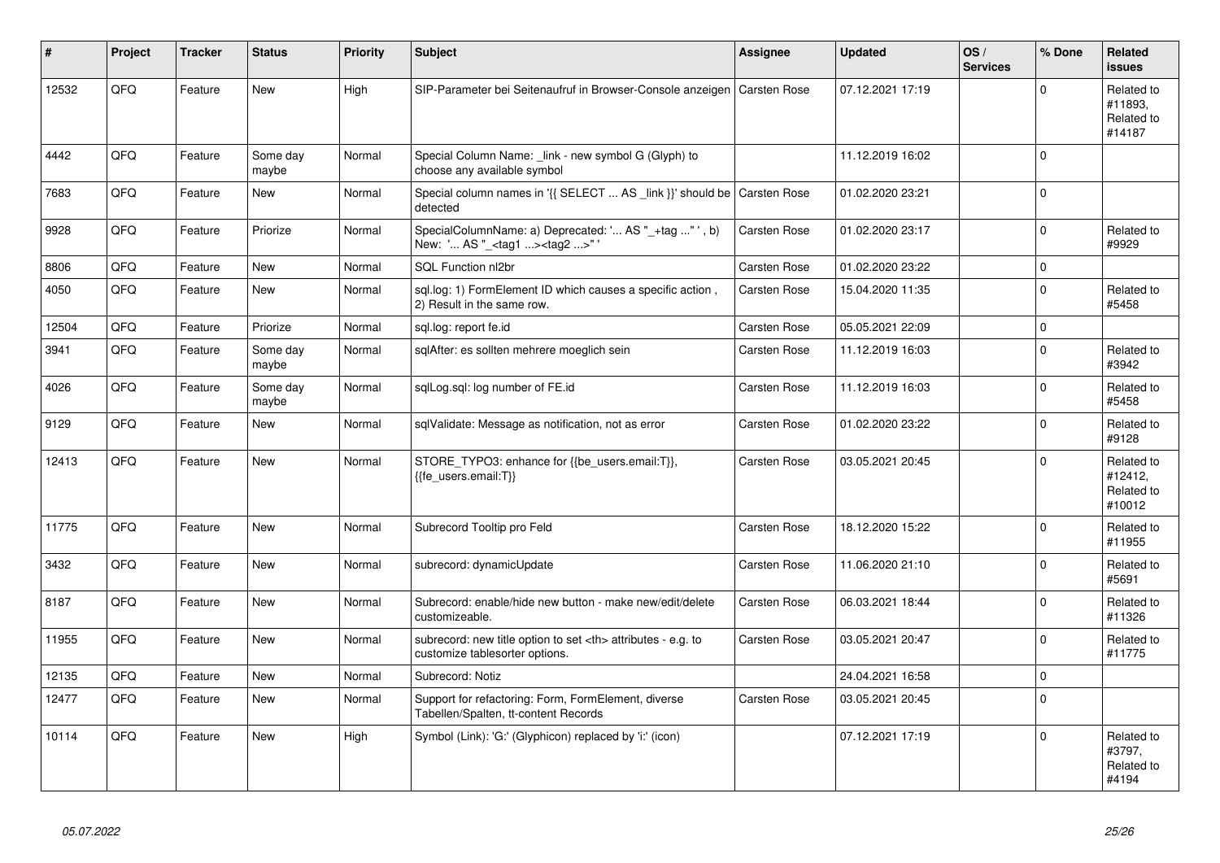| # | Project | Tracker | Status | Priority | Subject | Assignee | Updated | OS / Services | % Done | Related issues |
|---|---|---|---|---|---|---|---|---|---|---|
| 12532 | QFQ | Feature | New | High | SIP-Parameter bei Seitenaufruf in Browser-Console anzeigen | Carsten Rose | 07.12.2021 17:19 | | 0 | Related to #11893, Related to #14187 |
| 4442 | QFQ | Feature | Some day maybe | Normal | Special Column Name: _link - new symbol G (Glyph) to choose any available symbol | | 11.12.2019 16:02 | | 0 | |
| 7683 | QFQ | Feature | New | Normal | Special column names in '{{ SELECT ... AS _link }}' should be detected | Carsten Rose | 01.02.2020 23:21 | | 0 | |
| 9928 | QFQ | Feature | Priorize | Normal | SpecialColumnName: a) Deprecated: '... AS "_+tag ..." ', b) New: '... AS "_<tag1 ...><tag2 ...>" ' | Carsten Rose | 01.02.2020 23:17 | | 0 | Related to #9929 |
| 8806 | QFQ | Feature | New | Normal | SQL Function nl2br | Carsten Rose | 01.02.2020 23:22 | | 0 | |
| 4050 | QFQ | Feature | New | Normal | sql.log: 1) FormElement ID which causes a specific action , 2) Result in the same row. | Carsten Rose | 15.04.2020 11:35 | | 0 | Related to #5458 |
| 12504 | QFQ | Feature | Priorize | Normal | sql.log: report fe.id | Carsten Rose | 05.05.2021 22:09 | | 0 | |
| 3941 | QFQ | Feature | Some day maybe | Normal | sqlAfter: es sollten mehrere moeglich sein | Carsten Rose | 11.12.2019 16:03 | | 0 | Related to #3942 |
| 4026 | QFQ | Feature | Some day maybe | Normal | sqlLog.sql: log number of FE.id | Carsten Rose | 11.12.2019 16:03 | | 0 | Related to #5458 |
| 9129 | QFQ | Feature | New | Normal | sqlValidate: Message as notification, not as error | Carsten Rose | 01.02.2020 23:22 | | 0 | Related to #9128 |
| 12413 | QFQ | Feature | New | Normal | STORE_TYPO3: enhance for {{be_users.email:T}}, {{fe_users.email:T}} | Carsten Rose | 03.05.2021 20:45 | | 0 | Related to #12412, Related to #10012 |
| 11775 | QFQ | Feature | New | Normal | Subrecord Tooltip pro Feld | Carsten Rose | 18.12.2020 15:22 | | 0 | Related to #11955 |
| 3432 | QFQ | Feature | New | Normal | subrecord: dynamicUpdate | Carsten Rose | 11.06.2020 21:10 | | 0 | Related to #5691 |
| 8187 | QFQ | Feature | New | Normal | Subrecord: enable/hide new button - make new/edit/delete customizeable. | Carsten Rose | 06.03.2021 18:44 | | 0 | Related to #11326 |
| 11955 | QFQ | Feature | New | Normal | subrecord: new title option to set <th> attributes - e.g. to customize tablesorter options. | Carsten Rose | 03.05.2021 20:47 | | 0 | Related to #11775 |
| 12135 | QFQ | Feature | New | Normal | Subrecord: Notiz | | 24.04.2021 16:58 | | 0 | |
| 12477 | QFQ | Feature | New | Normal | Support for refactoring: Form, FormElement, diverse Tabellen/Spalten, tt-content Records | Carsten Rose | 03.05.2021 20:45 | | 0 | |
| 10114 | QFQ | Feature | New | High | Symbol (Link): 'G:' (Glyphicon) replaced by 'i:' (icon) | | 07.12.2021 17:19 | | 0 | Related to #3797, Related to #4194 |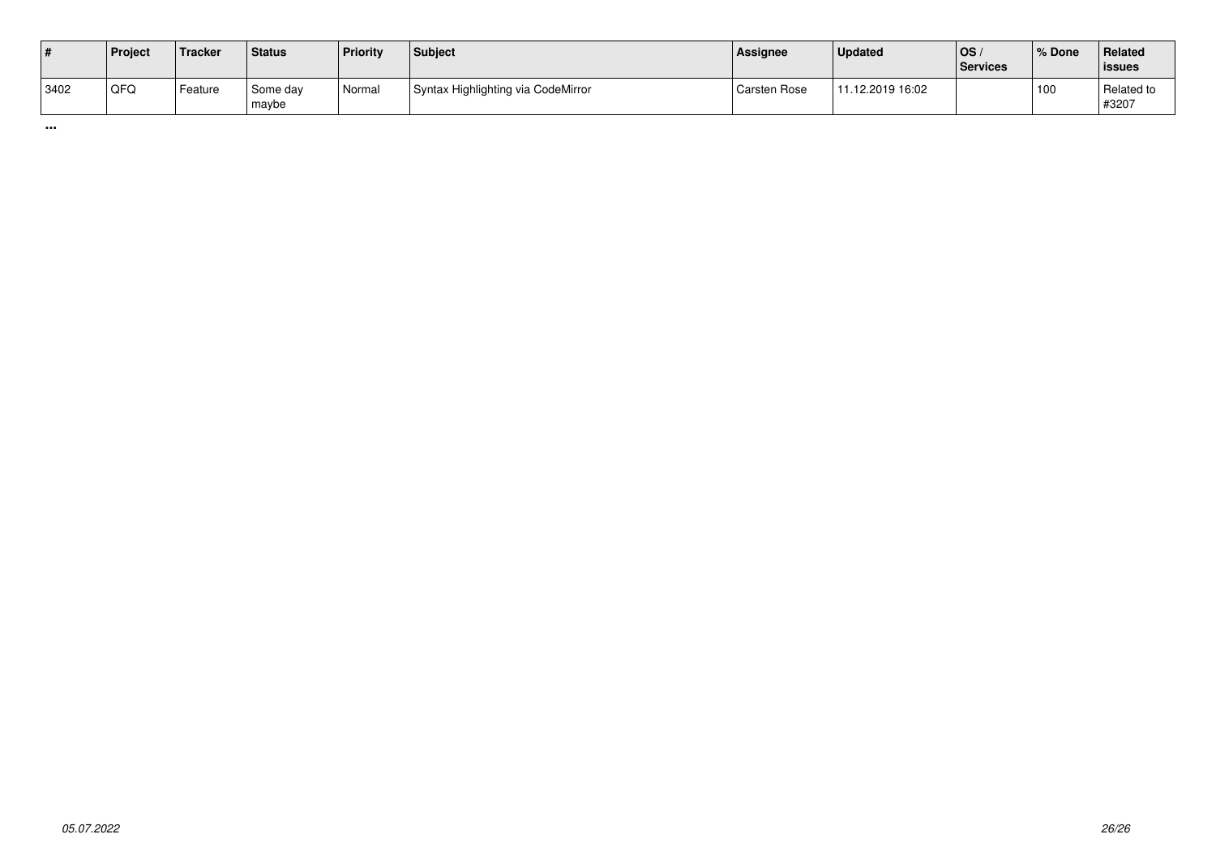| # | Project | Tracker | Status | Priority | Subject | Assignee | Updated | OS / Services | % Done | Related issues |
|---|---|---|---|---|---|---|---|---|---|---|
| 3402 | QFQ | Feature | Some day maybe | Normal | Syntax Highlighting via CodeMirror | Carsten Rose | 11.12.2019 16:02 | | 100 | Related to #3207 |

...